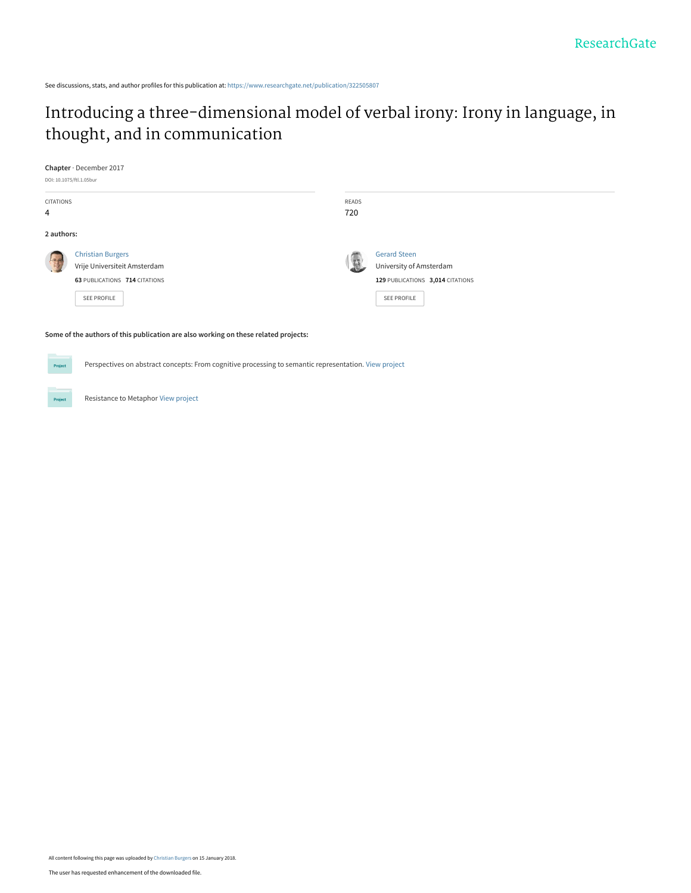ResearchGate

See discussions, stats, and author profiles for this publication at: https://www.researchgate.net/publication/322505807

# Introducing a three-dimensional model of verbal irony: Irony in language, in thought, and in communication

**Chapter** · December 2017

DOI: 10.1075/ftl.1.05bur

| CITATIONS | READS |
|---|---|
| 4 | 720 |

**2 authors:**

**Christian Burgers**
Vrije Universiteit Amsterdam
**63** PUBLICATIONS **714** CITATIONS
SEE PROFILE

**Gerard Steen**
University of Amsterdam
**129** PUBLICATIONS **3,014** CITATIONS
SEE PROFILE

**Some of the authors of this publication are also working on these related projects:**

Project: Perspectives on abstract concepts: From cognitive processing to semantic representation. View project

Project: Resistance to Metaphor View project

All content following this page was uploaded by Christian Burgers on 15 January 2018.

The user has requested enhancement of the downloaded file.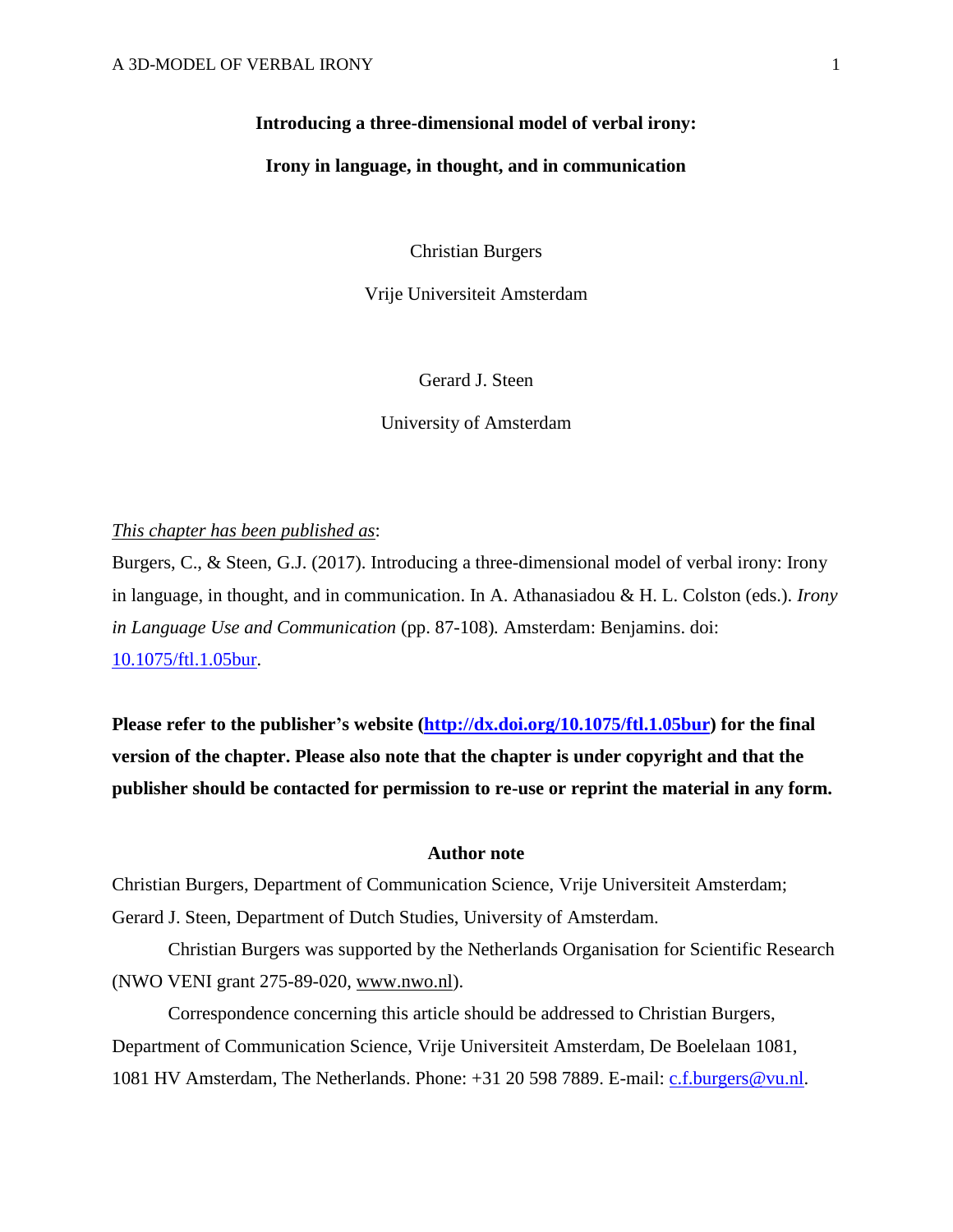# Introducing a three-dimensional model of verbal irony:

# Irony in language, in thought, and in communication

Christian Burgers

Vrije Universiteit Amsterdam

Gerard J. Steen

University of Amsterdam

<u>*This chapter has been published as*</u>:

Burgers, C., & Steen, G.J. (2017). Introducing a three-dimensional model of verbal irony: Irony in language, in thought, and in communication. In A. Athanasiadou & H. L. Colston (eds.). *Irony in Language Use and Communication* (pp. 87-108)*.* Amsterdam: Benjamins. doi: [10.1075/ftl.1.05bur](http://dx.doi.org/10.1075/ftl.1.05bur).

**Please refer to the publisher's website ([http://dx.doi.org/10.1075/ftl.1.05bur](http://dx.doi.org/10.1075/ftl.1.05bur)) for the final version of the chapter. Please also note that the chapter is under copyright and that the publisher should be contacted for permission to re-use or reprint the material in any form.**

## Author note

Christian Burgers, Department of Communication Science, Vrije Universiteit Amsterdam; Gerard J. Steen, Department of Dutch Studies, University of Amsterdam.

Christian Burgers was supported by the Netherlands Organisation for Scientific Research (NWO VENI grant 275-89-020, www.nwo.nl).

Correspondence concerning this article should be addressed to Christian Burgers, Department of Communication Science, Vrije Universiteit Amsterdam, De Boelelaan 1081, 1081 HV Amsterdam, The Netherlands. Phone: +31 20 598 7889. E-mail: c.f.burgers@vu.nl.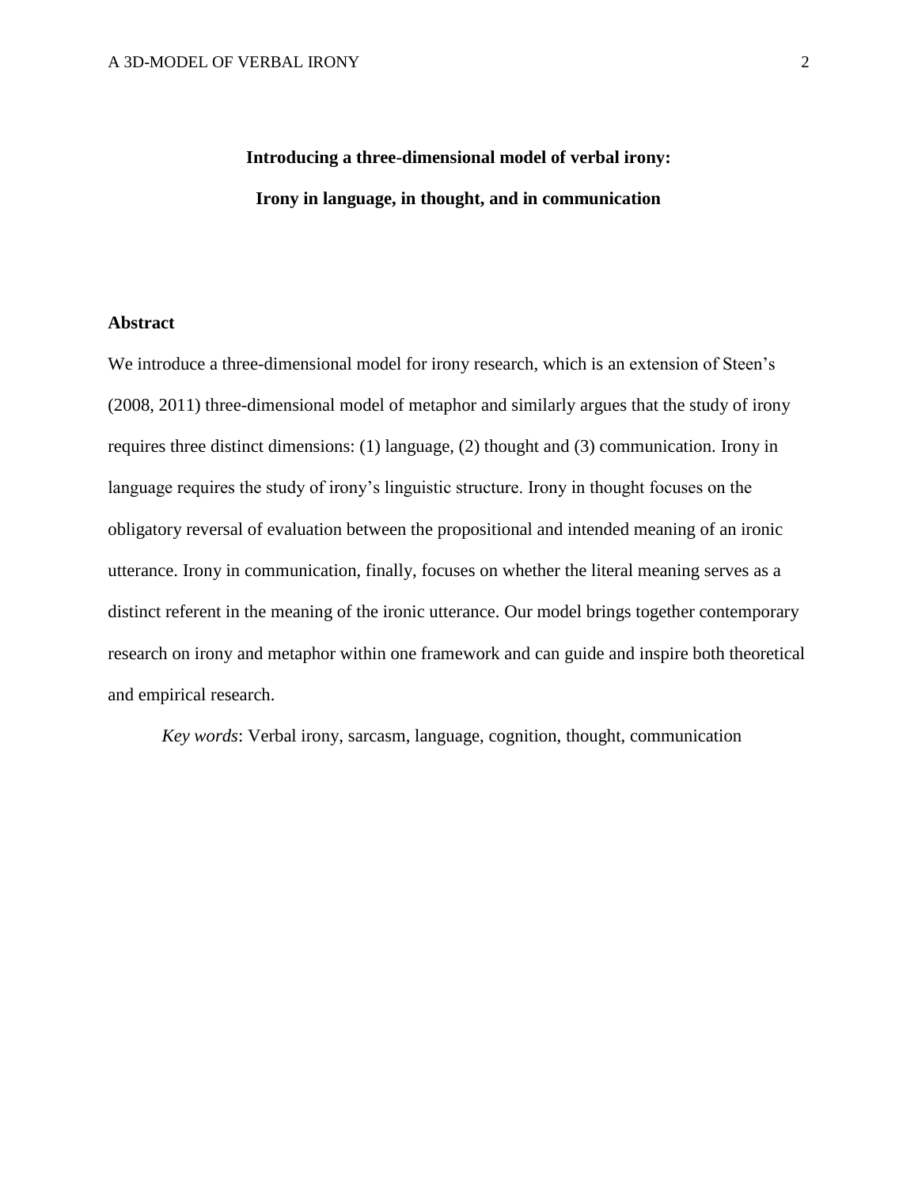# Introducing a three-dimensional model of verbal irony: Irony in language, in thought, and in communication

## Abstract

We introduce a three-dimensional model for irony research, which is an extension of Steen's (2008, 2011) three-dimensional model of metaphor and similarly argues that the study of irony requires three distinct dimensions: (1) language, (2) thought and (3) communication. Irony in language requires the study of irony's linguistic structure. Irony in thought focuses on the obligatory reversal of evaluation between the propositional and intended meaning of an ironic utterance. Irony in communication, finally, focuses on whether the literal meaning serves as a distinct referent in the meaning of the ironic utterance. Our model brings together contemporary research on irony and metaphor within one framework and can guide and inspire both theoretical and empirical research.

*Key words*: Verbal irony, sarcasm, language, cognition, thought, communication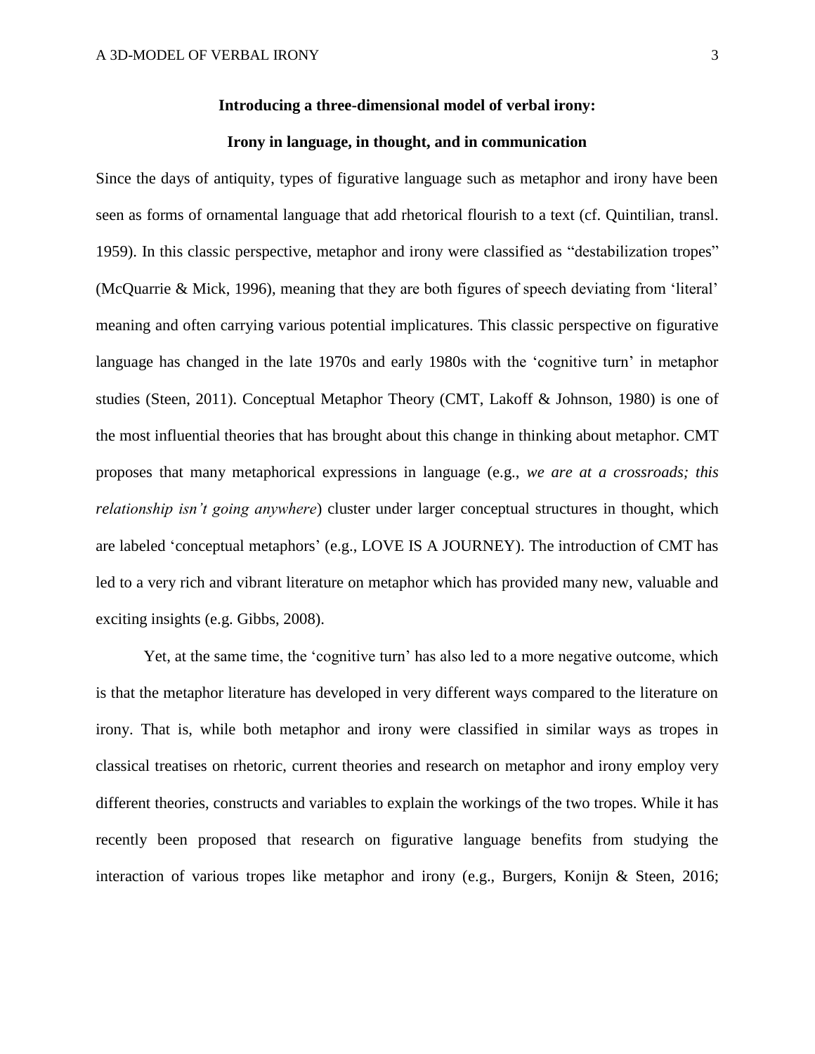**Introducing a three-dimensional model of verbal irony:**

**Irony in language, in thought, and in communication**

Since the days of antiquity, types of figurative language such as metaphor and irony have been seen as forms of ornamental language that add rhetorical flourish to a text (cf. Quintilian, transl. 1959). In this classic perspective, metaphor and irony were classified as "destabilization tropes" (McQuarrie & Mick, 1996), meaning that they are both figures of speech deviating from 'literal' meaning and often carrying various potential implicatures. This classic perspective on figurative language has changed in the late 1970s and early 1980s with the 'cognitive turn' in metaphor studies (Steen, 2011). Conceptual Metaphor Theory (CMT, Lakoff & Johnson, 1980) is one of the most influential theories that has brought about this change in thinking about metaphor. CMT proposes that many metaphorical expressions in language (e.g., *we are at a crossroads; this relationship isn't going anywhere*) cluster under larger conceptual structures in thought, which are labeled 'conceptual metaphors' (e.g., LOVE IS A JOURNEY). The introduction of CMT has led to a very rich and vibrant literature on metaphor which has provided many new, valuable and exciting insights (e.g. Gibbs, 2008).

Yet, at the same time, the 'cognitive turn' has also led to a more negative outcome, which is that the metaphor literature has developed in very different ways compared to the literature on irony. That is, while both metaphor and irony were classified in similar ways as tropes in classical treatises on rhetoric, current theories and research on metaphor and irony employ very different theories, constructs and variables to explain the workings of the two tropes. While it has recently been proposed that research on figurative language benefits from studying the interaction of various tropes like metaphor and irony (e.g., Burgers, Konijn & Steen, 2016;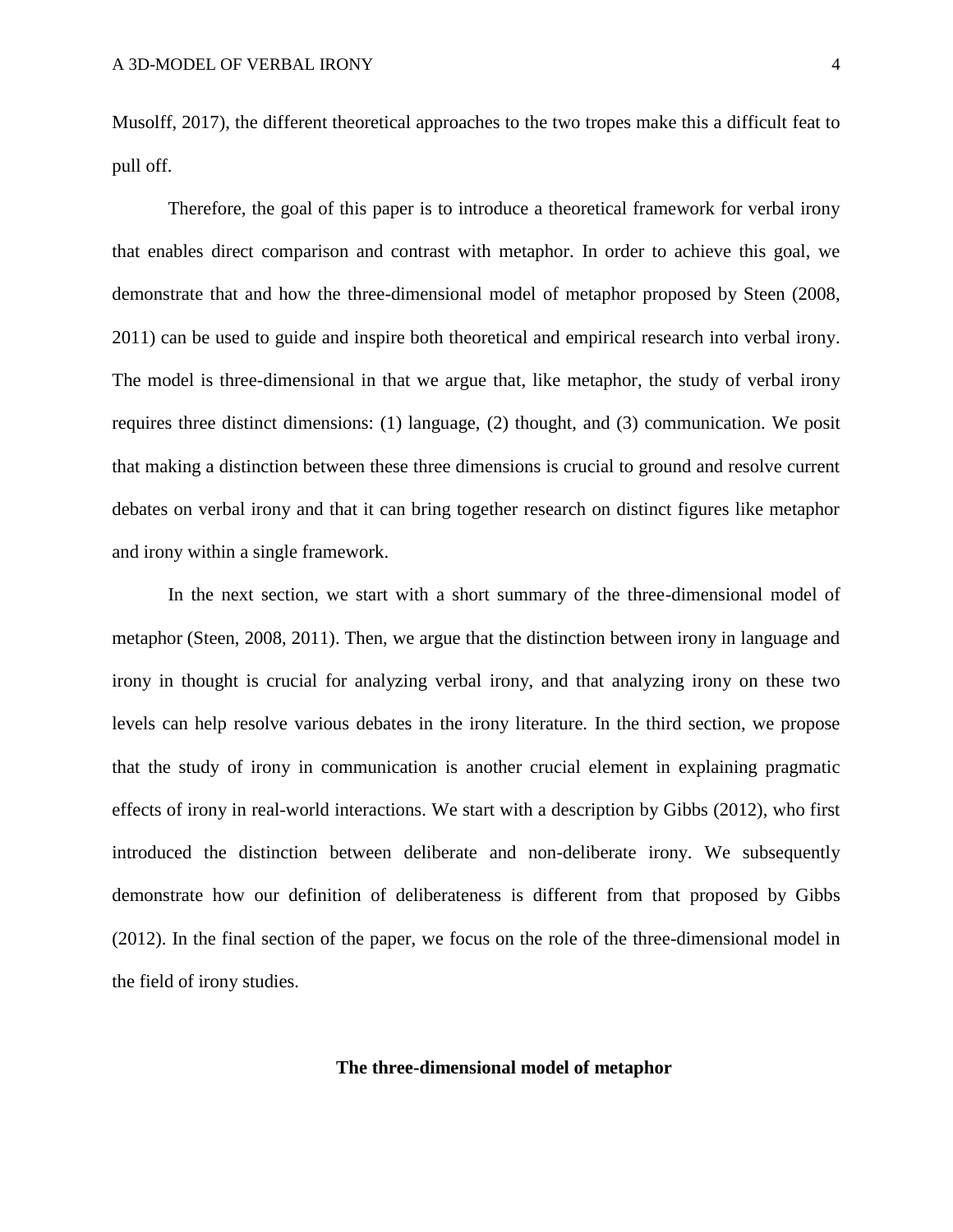Musolff, 2017), the different theoretical approaches to the two tropes make this a difficult feat to pull off.

Therefore, the goal of this paper is to introduce a theoretical framework for verbal irony that enables direct comparison and contrast with metaphor. In order to achieve this goal, we demonstrate that and how the three-dimensional model of metaphor proposed by Steen (2008, 2011) can be used to guide and inspire both theoretical and empirical research into verbal irony. The model is three-dimensional in that we argue that, like metaphor, the study of verbal irony requires three distinct dimensions: (1) language, (2) thought, and (3) communication. We posit that making a distinction between these three dimensions is crucial to ground and resolve current debates on verbal irony and that it can bring together research on distinct figures like metaphor and irony within a single framework.

In the next section, we start with a short summary of the three-dimensional model of metaphor (Steen, 2008, 2011). Then, we argue that the distinction between irony in language and irony in thought is crucial for analyzing verbal irony, and that analyzing irony on these two levels can help resolve various debates in the irony literature. In the third section, we propose that the study of irony in communication is another crucial element in explaining pragmatic effects of irony in real-world interactions. We start with a description by Gibbs (2012), who first introduced the distinction between deliberate and non-deliberate irony. We subsequently demonstrate how our definition of deliberateness is different from that proposed by Gibbs (2012). In the final section of the paper, we focus on the role of the three-dimensional model in the field of irony studies.

## The three-dimensional model of metaphor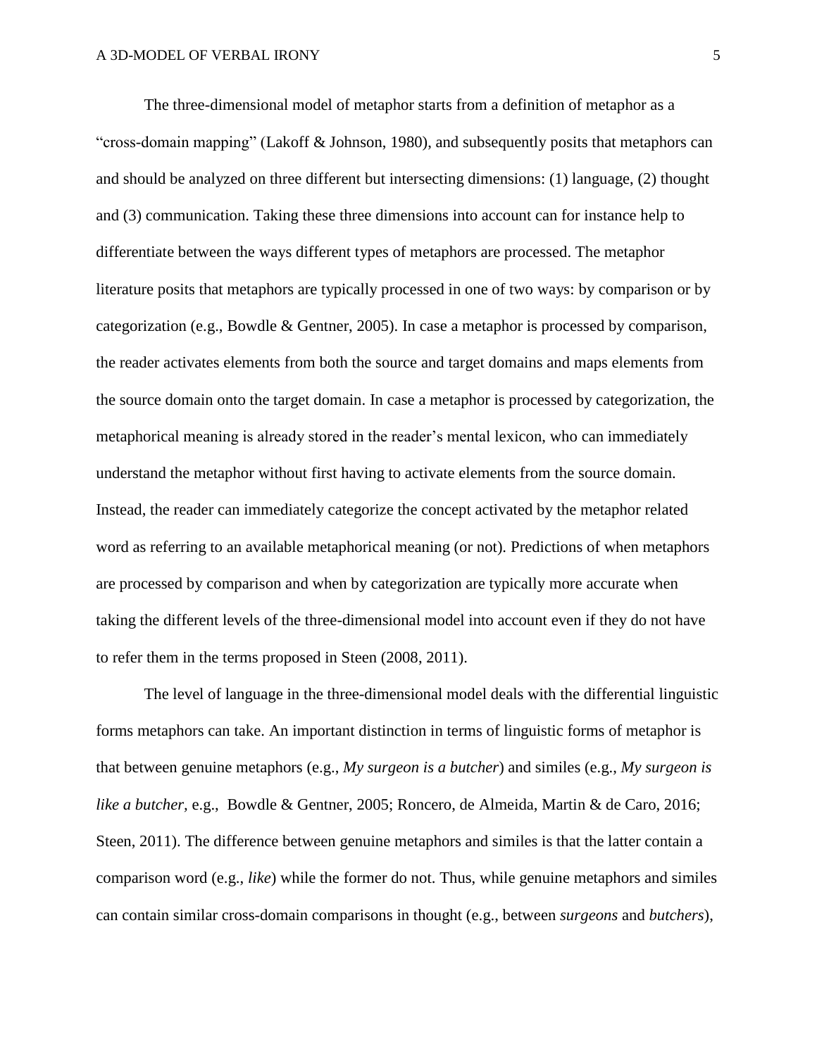The three-dimensional model of metaphor starts from a definition of metaphor as a "cross-domain mapping" (Lakoff & Johnson, 1980), and subsequently posits that metaphors can and should be analyzed on three different but intersecting dimensions: (1) language, (2) thought and (3) communication. Taking these three dimensions into account can for instance help to differentiate between the ways different types of metaphors are processed. The metaphor literature posits that metaphors are typically processed in one of two ways: by comparison or by categorization (e.g., Bowdle & Gentner, 2005). In case a metaphor is processed by comparison, the reader activates elements from both the source and target domains and maps elements from the source domain onto the target domain. In case a metaphor is processed by categorization, the metaphorical meaning is already stored in the reader's mental lexicon, who can immediately understand the metaphor without first having to activate elements from the source domain. Instead, the reader can immediately categorize the concept activated by the metaphor related word as referring to an available metaphorical meaning (or not). Predictions of when metaphors are processed by comparison and when by categorization are typically more accurate when taking the different levels of the three-dimensional model into account even if they do not have to refer them in the terms proposed in Steen (2008, 2011).

The level of language in the three-dimensional model deals with the differential linguistic forms metaphors can take. An important distinction in terms of linguistic forms of metaphor is that between genuine metaphors (e.g., *My surgeon is a butcher*) and similes (e.g., *My surgeon is like a butcher*, e.g., Bowdle & Gentner, 2005; Roncero, de Almeida, Martin & de Caro, 2016; Steen, 2011). The difference between genuine metaphors and similes is that the latter contain a comparison word (e.g., *like*) while the former do not. Thus, while genuine metaphors and similes can contain similar cross-domain comparisons in thought (e.g., between *surgeons* and *butchers*),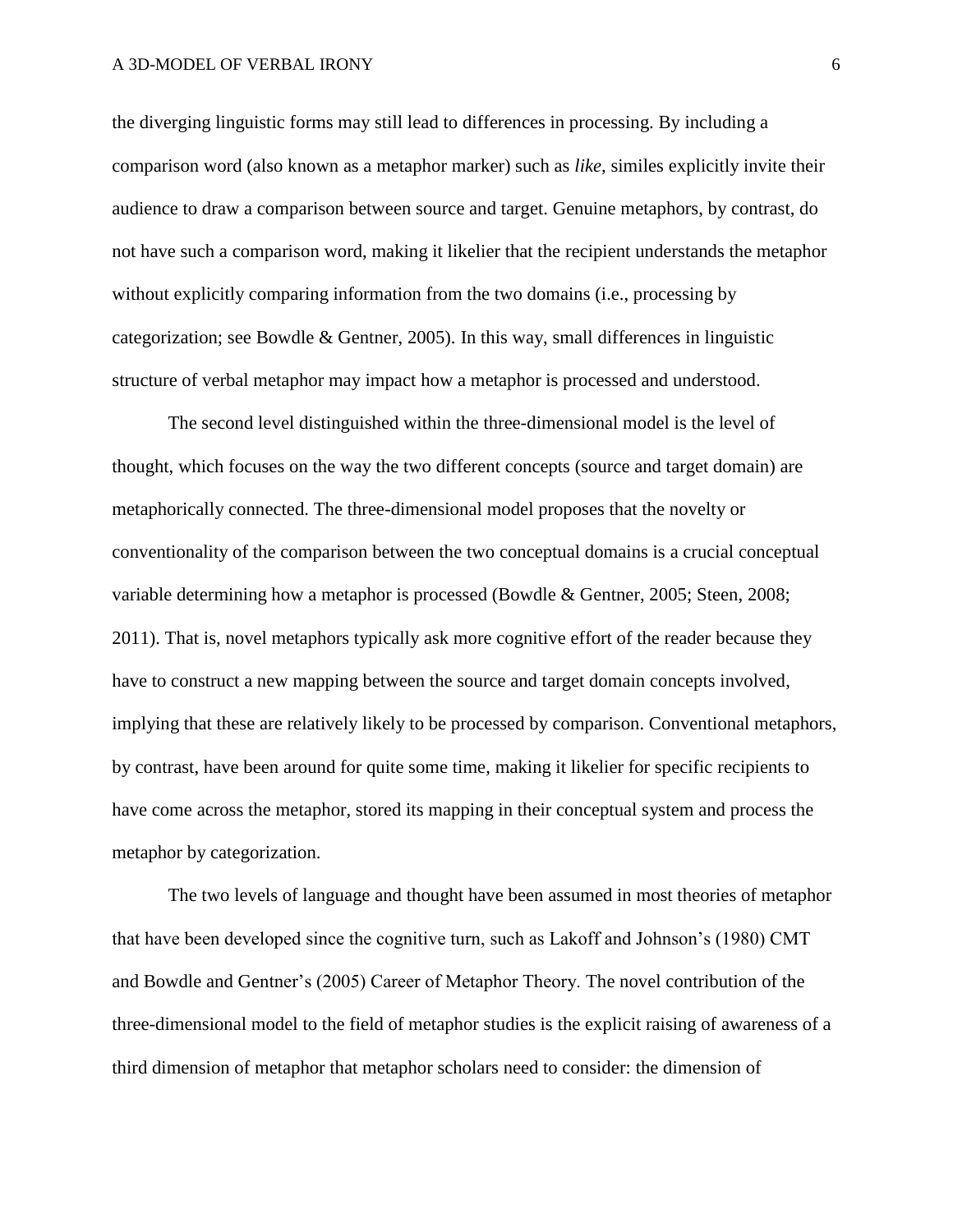the diverging linguistic forms may still lead to differences in processing. By including a comparison word (also known as a metaphor marker) such as *like*, similes explicitly invite their audience to draw a comparison between source and target. Genuine metaphors, by contrast, do not have such a comparison word, making it likelier that the recipient understands the metaphor without explicitly comparing information from the two domains (i.e., processing by categorization; see Bowdle & Gentner, 2005). In this way, small differences in linguistic structure of verbal metaphor may impact how a metaphor is processed and understood.

The second level distinguished within the three-dimensional model is the level of thought, which focuses on the way the two different concepts (source and target domain) are metaphorically connected. The three-dimensional model proposes that the novelty or conventionality of the comparison between the two conceptual domains is a crucial conceptual variable determining how a metaphor is processed (Bowdle & Gentner, 2005; Steen, 2008; 2011). That is, novel metaphors typically ask more cognitive effort of the reader because they have to construct a new mapping between the source and target domain concepts involved, implying that these are relatively likely to be processed by comparison. Conventional metaphors, by contrast, have been around for quite some time, making it likelier for specific recipients to have come across the metaphor, stored its mapping in their conceptual system and process the metaphor by categorization.

The two levels of language and thought have been assumed in most theories of metaphor that have been developed since the cognitive turn, such as Lakoff and Johnson's (1980) CMT and Bowdle and Gentner's (2005) Career of Metaphor Theory. The novel contribution of the three-dimensional model to the field of metaphor studies is the explicit raising of awareness of a third dimension of metaphor that metaphor scholars need to consider: the dimension of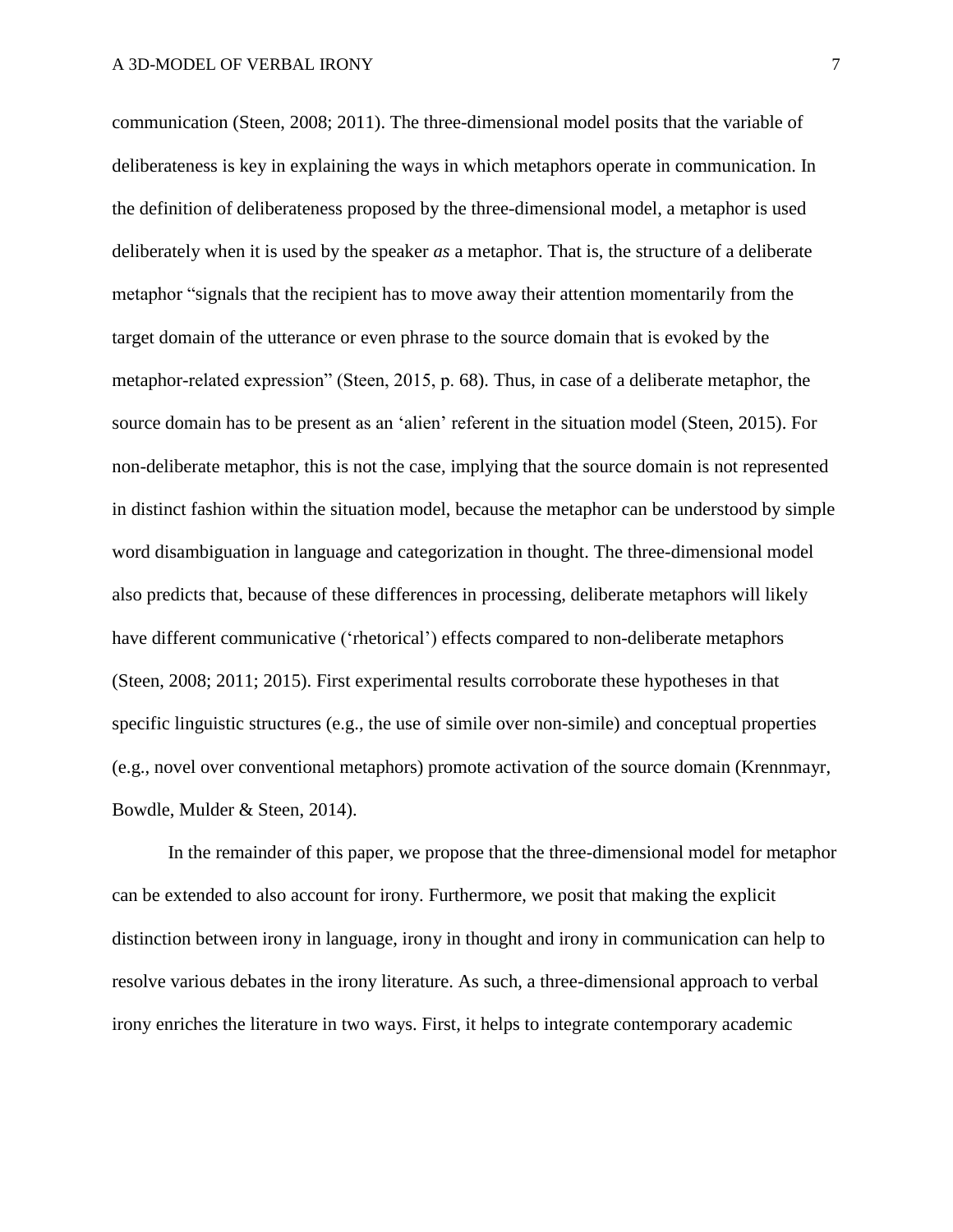communication (Steen, 2008; 2011). The three-dimensional model posits that the variable of deliberateness is key in explaining the ways in which metaphors operate in communication. In the definition of deliberateness proposed by the three-dimensional model, a metaphor is used deliberately when it is used by the speaker *as* a metaphor. That is, the structure of a deliberate metaphor "signals that the recipient has to move away their attention momentarily from the target domain of the utterance or even phrase to the source domain that is evoked by the metaphor-related expression" (Steen, 2015, p. 68). Thus, in case of a deliberate metaphor, the source domain has to be present as an 'alien' referent in the situation model (Steen, 2015). For non-deliberate metaphor, this is not the case, implying that the source domain is not represented in distinct fashion within the situation model, because the metaphor can be understood by simple word disambiguation in language and categorization in thought. The three-dimensional model also predicts that, because of these differences in processing, deliberate metaphors will likely have different communicative ('rhetorical') effects compared to non-deliberate metaphors (Steen, 2008; 2011; 2015). First experimental results corroborate these hypotheses in that specific linguistic structures (e.g., the use of simile over non-simile) and conceptual properties (e.g., novel over conventional metaphors) promote activation of the source domain (Krennmayr, Bowdle, Mulder & Steen, 2014).

In the remainder of this paper, we propose that the three-dimensional model for metaphor can be extended to also account for irony. Furthermore, we posit that making the explicit distinction between irony in language, irony in thought and irony in communication can help to resolve various debates in the irony literature. As such, a three-dimensional approach to verbal irony enriches the literature in two ways. First, it helps to integrate contemporary academic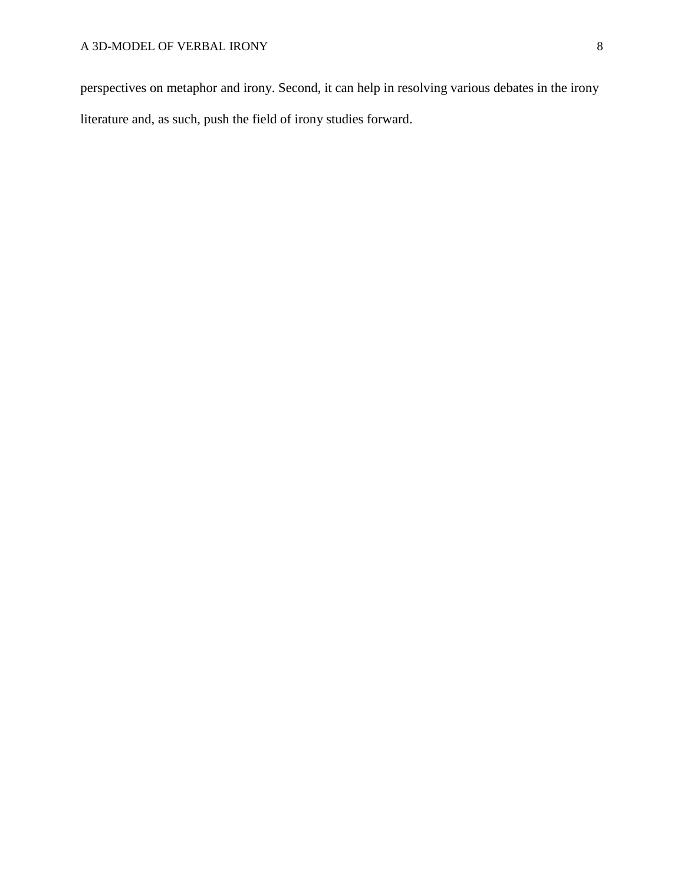perspectives on metaphor and irony. Second, it can help in resolving various debates in the irony literature and, as such, push the field of irony studies forward.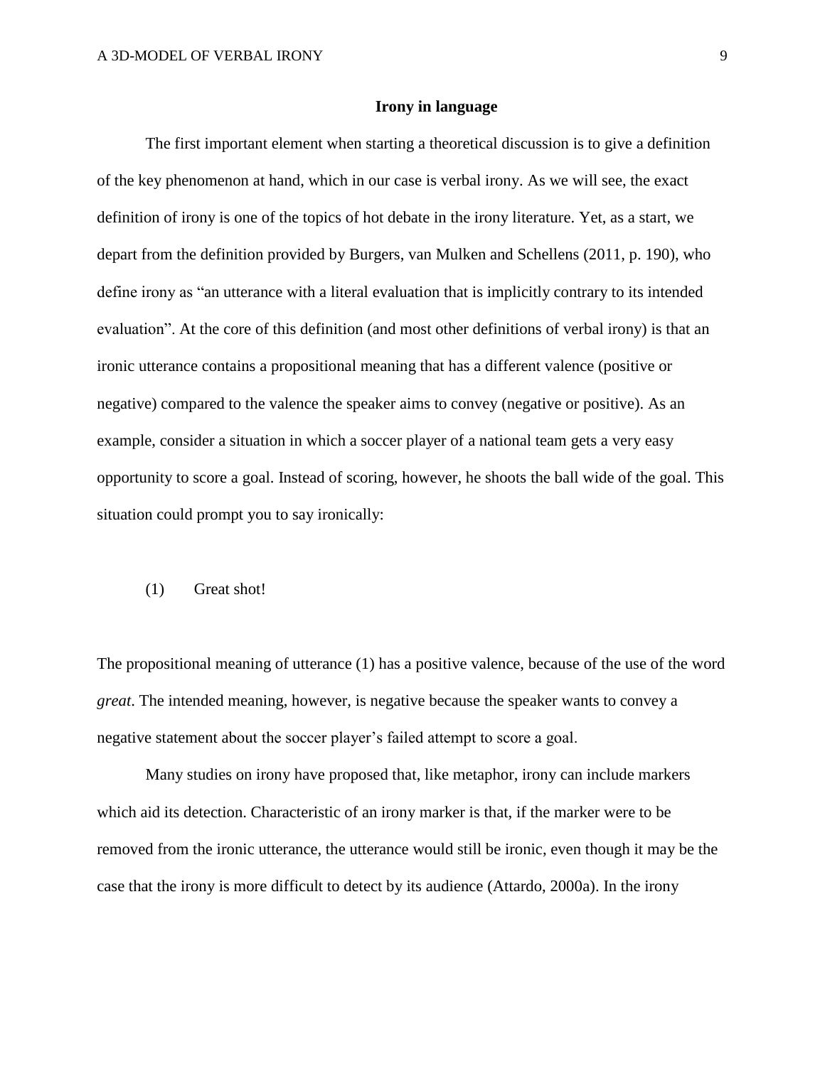## Irony in language

The first important element when starting a theoretical discussion is to give a definition of the key phenomenon at hand, which in our case is verbal irony. As we will see, the exact definition of irony is one of the topics of hot debate in the irony literature. Yet, as a start, we depart from the definition provided by Burgers, van Mulken and Schellens (2011, p. 190), who define irony as "an utterance with a literal evaluation that is implicitly contrary to its intended evaluation". At the core of this definition (and most other definitions of verbal irony) is that an ironic utterance contains a propositional meaning that has a different valence (positive or negative) compared to the valence the speaker aims to convey (negative or positive). As an example, consider a situation in which a soccer player of a national team gets a very easy opportunity to score a goal. Instead of scoring, however, he shoots the ball wide of the goal. This situation could prompt you to say ironically:

(1) Great shot!

The propositional meaning of utterance (1) has a positive valence, because of the use of the word *great*. The intended meaning, however, is negative because the speaker wants to convey a negative statement about the soccer player's failed attempt to score a goal.

Many studies on irony have proposed that, like metaphor, irony can include markers which aid its detection. Characteristic of an irony marker is that, if the marker were to be removed from the ironic utterance, the utterance would still be ironic, even though it may be the case that the irony is more difficult to detect by its audience (Attardo, 2000a). In the irony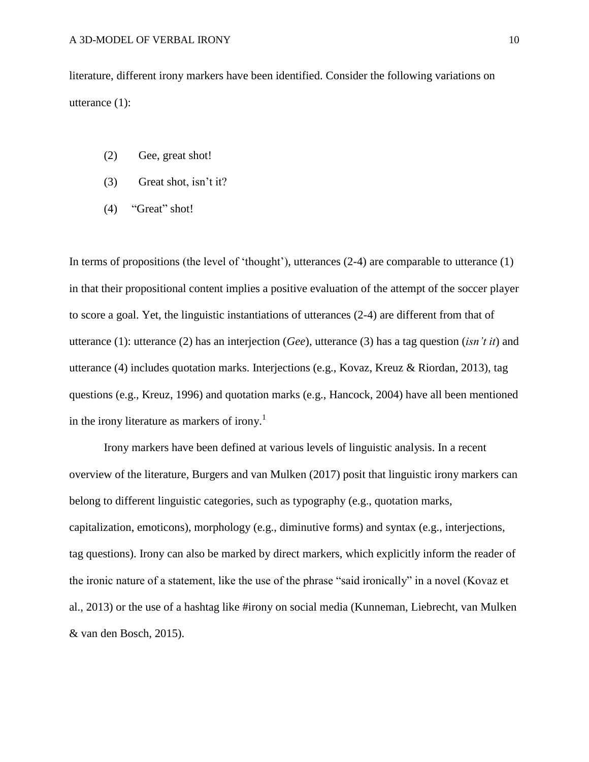literature, different irony markers have been identified. Consider the following variations on utterance (1):

(2) Gee, great shot!

(3) Great shot, isn't it?

(4) "Great" shot!

In terms of propositions (the level of 'thought'), utterances (2-4) are comparable to utterance (1) in that their propositional content implies a positive evaluation of the attempt of the soccer player to score a goal. Yet, the linguistic instantiations of utterances (2-4) are different from that of utterance (1): utterance (2) has an interjection (*Gee*), utterance (3) has a tag question (*isn't it*) and utterance (4) includes quotation marks. Interjections (e.g., Kovaz, Kreuz & Riordan, 2013), tag questions (e.g., Kreuz, 1996) and quotation marks (e.g., Hancock, 2004) have all been mentioned in the irony literature as markers of irony.[1]

Irony markers have been defined at various levels of linguistic analysis. In a recent overview of the literature, Burgers and van Mulken (2017) posit that linguistic irony markers can belong to different linguistic categories, such as typography (e.g., quotation marks, capitalization, emoticons), morphology (e.g., diminutive forms) and syntax (e.g., interjections, tag questions). Irony can also be marked by direct markers, which explicitly inform the reader of the ironic nature of a statement, like the use of the phrase "said ironically" in a novel (Kovaz et al., 2013) or the use of a hashtag like #irony on social media (Kunneman, Liebrecht, van Mulken & van den Bosch, 2015).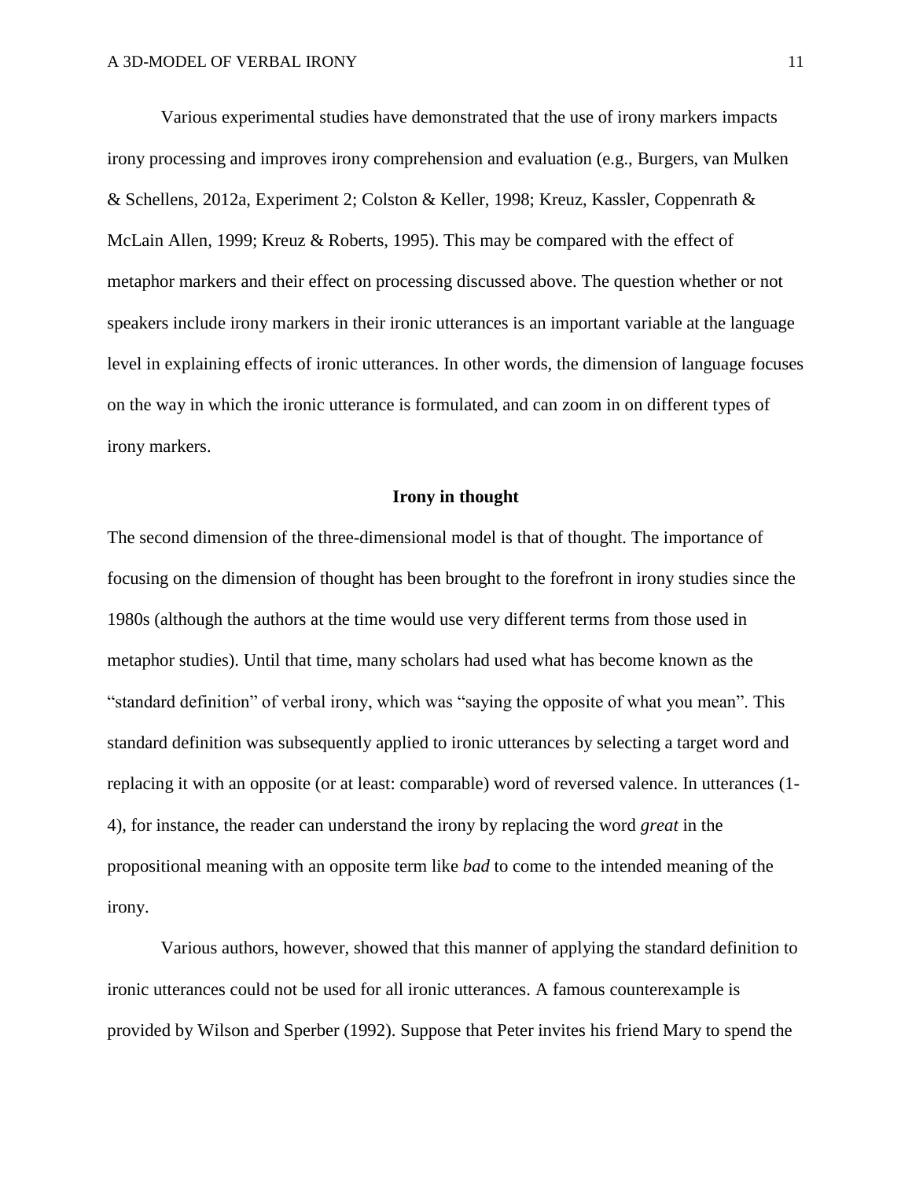Various experimental studies have demonstrated that the use of irony markers impacts irony processing and improves irony comprehension and evaluation (e.g., Burgers, van Mulken & Schellens, 2012a, Experiment 2; Colston & Keller, 1998; Kreuz, Kassler, Coppenrath & McLain Allen, 1999; Kreuz & Roberts, 1995). This may be compared with the effect of metaphor markers and their effect on processing discussed above. The question whether or not speakers include irony markers in their ironic utterances is an important variable at the language level in explaining effects of ironic utterances. In other words, the dimension of language focuses on the way in which the ironic utterance is formulated, and can zoom in on different types of irony markers.

## Irony in thought

The second dimension of the three-dimensional model is that of thought. The importance of focusing on the dimension of thought has been brought to the forefront in irony studies since the 1980s (although the authors at the time would use very different terms from those used in metaphor studies). Until that time, many scholars had used what has become known as the "standard definition" of verbal irony, which was "saying the opposite of what you mean". This standard definition was subsequently applied to ironic utterances by selecting a target word and replacing it with an opposite (or at least: comparable) word of reversed valence. In utterances (1-4), for instance, the reader can understand the irony by replacing the word *great* in the propositional meaning with an opposite term like *bad* to come to the intended meaning of the irony.

Various authors, however, showed that this manner of applying the standard definition to ironic utterances could not be used for all ironic utterances. A famous counterexample is provided by Wilson and Sperber (1992). Suppose that Peter invites his friend Mary to spend the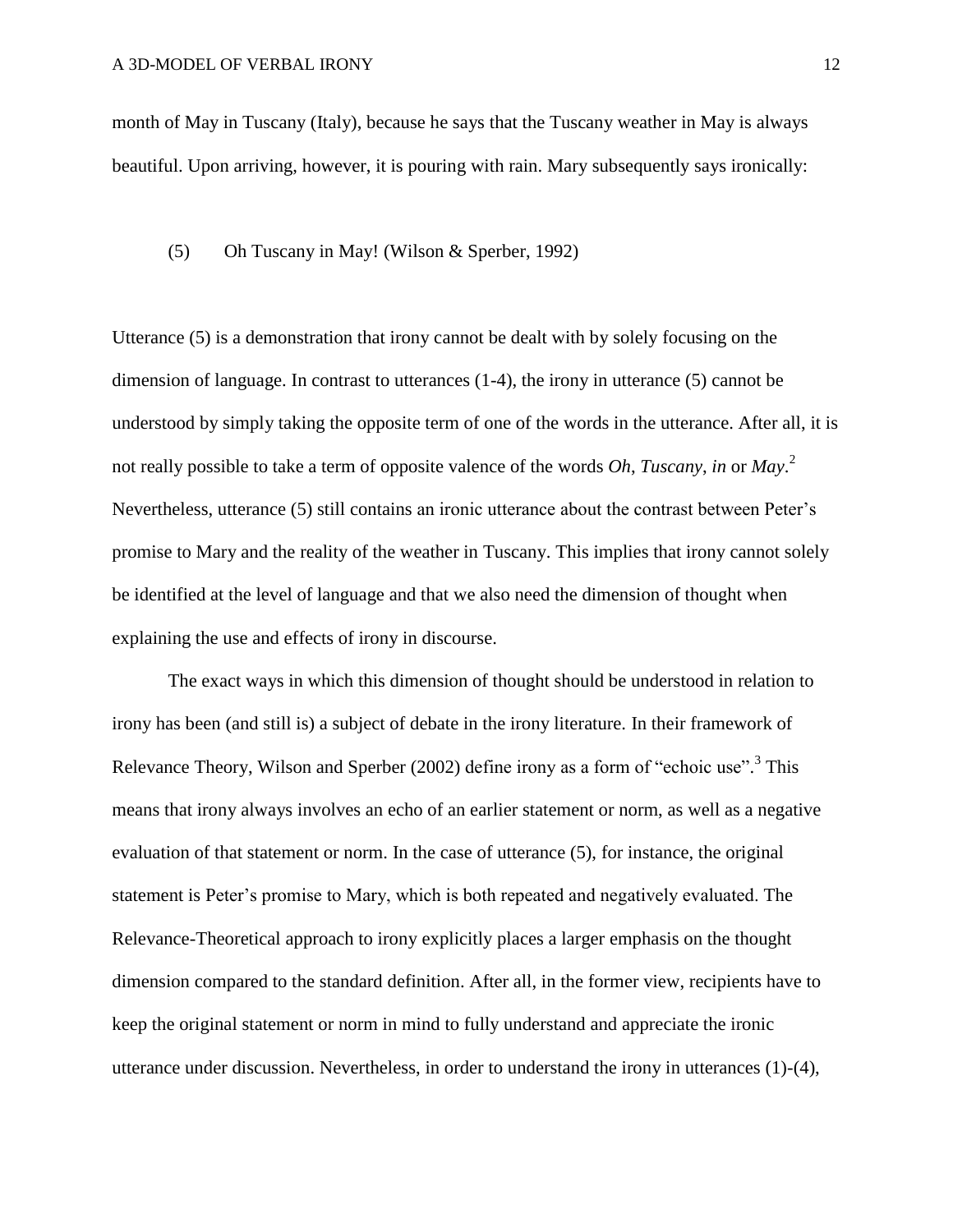month of May in Tuscany (Italy), because he says that the Tuscany weather in May is always beautiful. Upon arriving, however, it is pouring with rain. Mary subsequently says ironically:

(5) Oh Tuscany in May! (Wilson & Sperber, 1992)

Utterance (5) is a demonstration that irony cannot be dealt with by solely focusing on the dimension of language. In contrast to utterances (1-4), the irony in utterance (5) cannot be understood by simply taking the opposite term of one of the words in the utterance. After all, it is not really possible to take a term of opposite valence of the words *Oh*, *Tuscany*, *in* or *May*.[2] Nevertheless, utterance (5) still contains an ironic utterance about the contrast between Peter's promise to Mary and the reality of the weather in Tuscany. This implies that irony cannot solely be identified at the level of language and that we also need the dimension of thought when explaining the use and effects of irony in discourse.

The exact ways in which this dimension of thought should be understood in relation to irony has been (and still is) a subject of debate in the irony literature. In their framework of Relevance Theory, Wilson and Sperber (2002) define irony as a form of "echoic use".[3] This means that irony always involves an echo of an earlier statement or norm, as well as a negative evaluation of that statement or norm. In the case of utterance (5), for instance, the original statement is Peter's promise to Mary, which is both repeated and negatively evaluated. The Relevance-Theoretical approach to irony explicitly places a larger emphasis on the thought dimension compared to the standard definition. After all, in the former view, recipients have to keep the original statement or norm in mind to fully understand and appreciate the ironic utterance under discussion. Nevertheless, in order to understand the irony in utterances (1)-(4),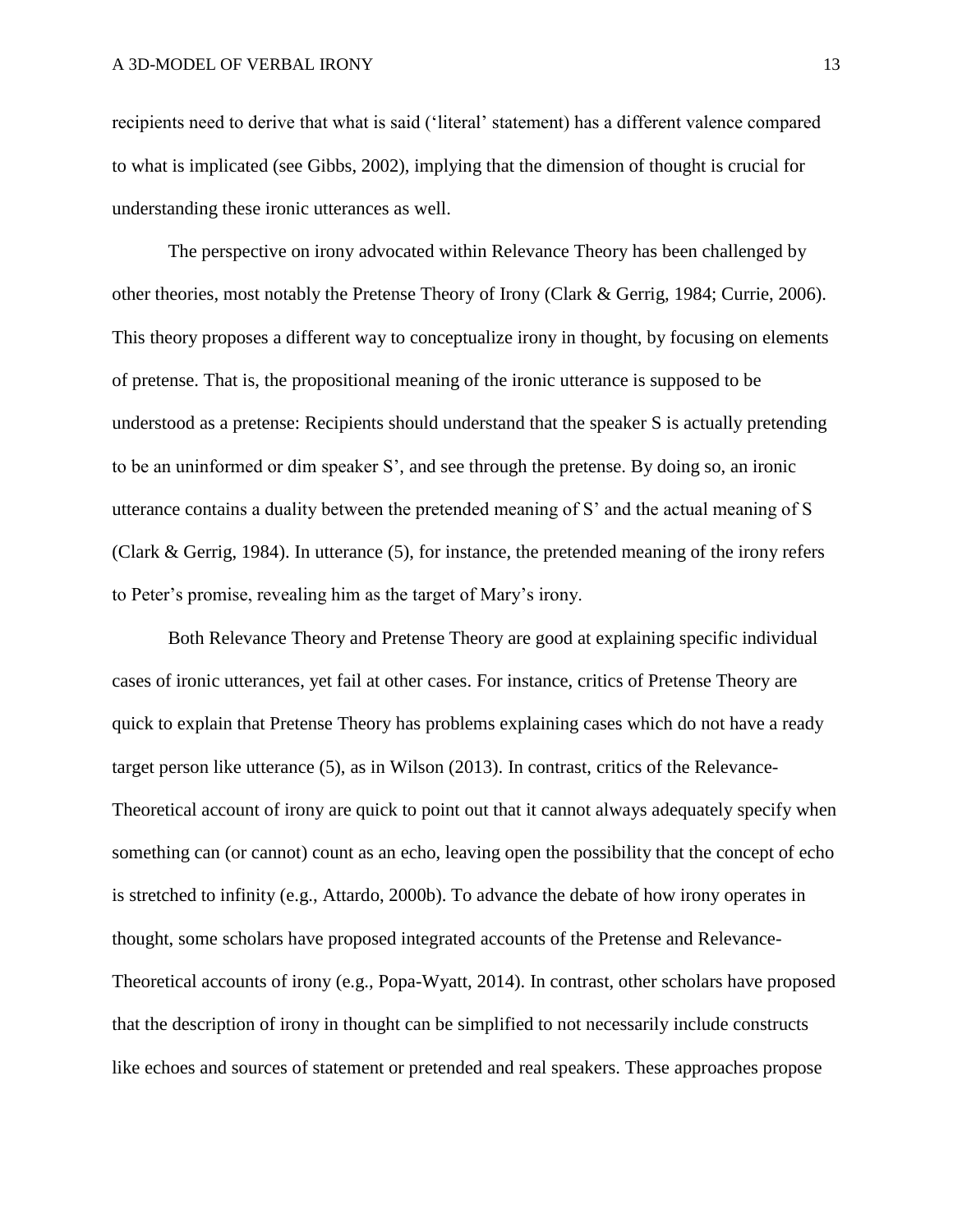recipients need to derive that what is said ('literal' statement) has a different valence compared to what is implicated (see Gibbs, 2002), implying that the dimension of thought is crucial for understanding these ironic utterances as well.

The perspective on irony advocated within Relevance Theory has been challenged by other theories, most notably the Pretense Theory of Irony (Clark & Gerrig, 1984; Currie, 2006). This theory proposes a different way to conceptualize irony in thought, by focusing on elements of pretense. That is, the propositional meaning of the ironic utterance is supposed to be understood as a pretense: Recipients should understand that the speaker S is actually pretending to be an uninformed or dim speaker S', and see through the pretense. By doing so, an ironic utterance contains a duality between the pretended meaning of S' and the actual meaning of S (Clark & Gerrig, 1984). In utterance (5), for instance, the pretended meaning of the irony refers to Peter's promise, revealing him as the target of Mary's irony.

Both Relevance Theory and Pretense Theory are good at explaining specific individual cases of ironic utterances, yet fail at other cases. For instance, critics of Pretense Theory are quick to explain that Pretense Theory has problems explaining cases which do not have a ready target person like utterance (5), as in Wilson (2013). In contrast, critics of the Relevance-Theoretical account of irony are quick to point out that it cannot always adequately specify when something can (or cannot) count as an echo, leaving open the possibility that the concept of echo is stretched to infinity (e.g., Attardo, 2000b). To advance the debate of how irony operates in thought, some scholars have proposed integrated accounts of the Pretense and Relevance-Theoretical accounts of irony (e.g., Popa-Wyatt, 2014). In contrast, other scholars have proposed that the description of irony in thought can be simplified to not necessarily include constructs like echoes and sources of statement or pretended and real speakers. These approaches propose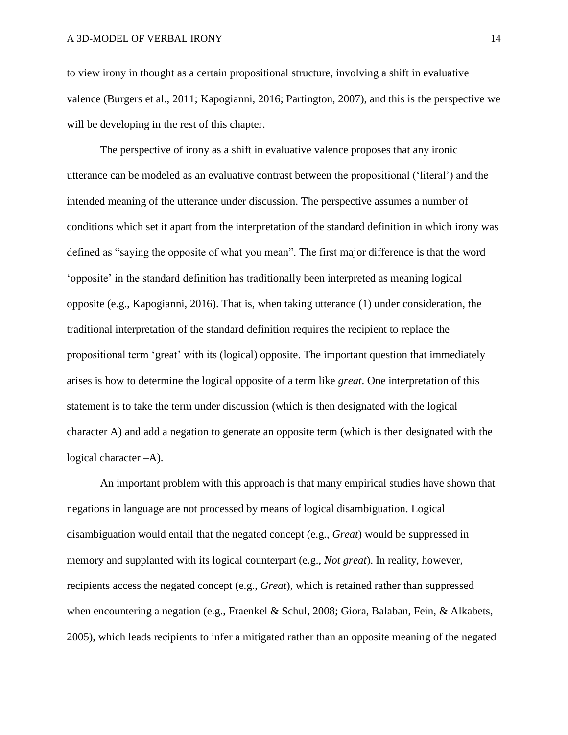to view irony in thought as a certain propositional structure, involving a shift in evaluative valence (Burgers et al., 2011; Kapogianni, 2016; Partington, 2007), and this is the perspective we will be developing in the rest of this chapter.

The perspective of irony as a shift in evaluative valence proposes that any ironic utterance can be modeled as an evaluative contrast between the propositional ('literal') and the intended meaning of the utterance under discussion. The perspective assumes a number of conditions which set it apart from the interpretation of the standard definition in which irony was defined as "saying the opposite of what you mean". The first major difference is that the word 'opposite' in the standard definition has traditionally been interpreted as meaning logical opposite (e.g., Kapogianni, 2016). That is, when taking utterance (1) under consideration, the traditional interpretation of the standard definition requires the recipient to replace the propositional term 'great' with its (logical) opposite. The important question that immediately arises is how to determine the logical opposite of a term like *great*. One interpretation of this statement is to take the term under discussion (which is then designated with the logical character A) and add a negation to generate an opposite term (which is then designated with the logical character –A).

An important problem with this approach is that many empirical studies have shown that negations in language are not processed by means of logical disambiguation. Logical disambiguation would entail that the negated concept (e.g., *Great*) would be suppressed in memory and supplanted with its logical counterpart (e.g., *Not great*). In reality, however, recipients access the negated concept (e.g., *Great*), which is retained rather than suppressed when encountering a negation (e.g., Fraenkel & Schul, 2008; Giora, Balaban, Fein, & Alkabets, 2005), which leads recipients to infer a mitigated rather than an opposite meaning of the negated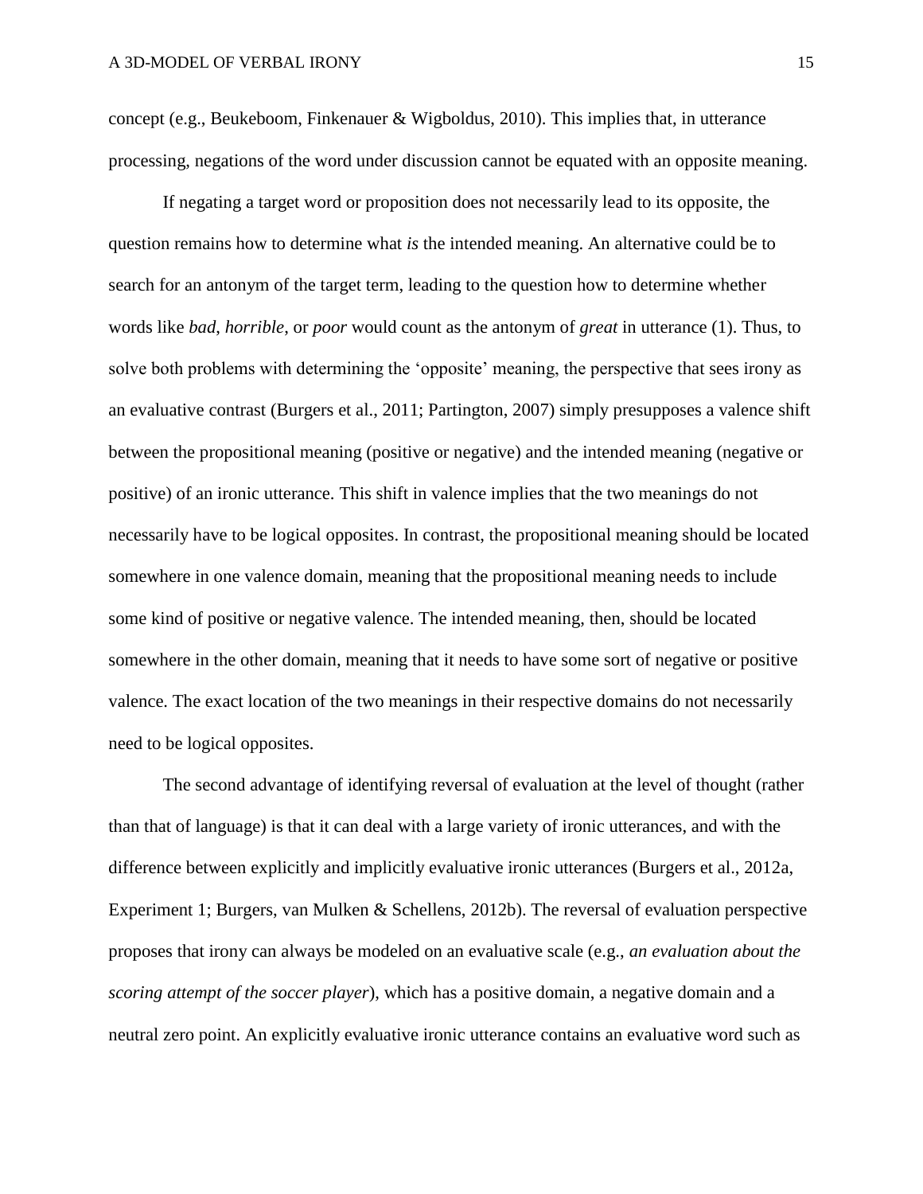concept (e.g., Beukeboom, Finkenauer & Wigboldus, 2010). This implies that, in utterance processing, negations of the word under discussion cannot be equated with an opposite meaning.

If negating a target word or proposition does not necessarily lead to its opposite, the question remains how to determine what *is* the intended meaning. An alternative could be to search for an antonym of the target term, leading to the question how to determine whether words like *bad*, *horrible*, or *poor* would count as the antonym of *great* in utterance (1). Thus, to solve both problems with determining the 'opposite' meaning, the perspective that sees irony as an evaluative contrast (Burgers et al., 2011; Partington, 2007) simply presupposes a valence shift between the propositional meaning (positive or negative) and the intended meaning (negative or positive) of an ironic utterance. This shift in valence implies that the two meanings do not necessarily have to be logical opposites. In contrast, the propositional meaning should be located somewhere in one valence domain, meaning that the propositional meaning needs to include some kind of positive or negative valence. The intended meaning, then, should be located somewhere in the other domain, meaning that it needs to have some sort of negative or positive valence. The exact location of the two meanings in their respective domains do not necessarily need to be logical opposites.

The second advantage of identifying reversal of evaluation at the level of thought (rather than that of language) is that it can deal with a large variety of ironic utterances, and with the difference between explicitly and implicitly evaluative ironic utterances (Burgers et al., 2012a, Experiment 1; Burgers, van Mulken & Schellens, 2012b). The reversal of evaluation perspective proposes that irony can always be modeled on an evaluative scale (e.g., *an evaluation about the scoring attempt of the soccer player*), which has a positive domain, a negative domain and a neutral zero point. An explicitly evaluative ironic utterance contains an evaluative word such as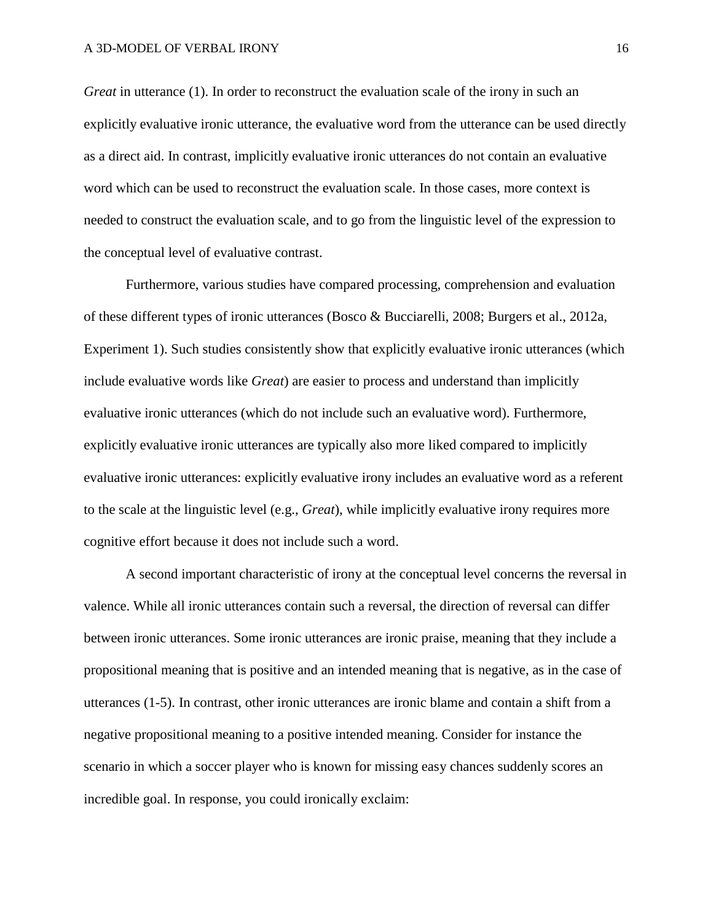*Great* in utterance (1). In order to reconstruct the evaluation scale of the irony in such an explicitly evaluative ironic utterance, the evaluative word from the utterance can be used directly as a direct aid. In contrast, implicitly evaluative ironic utterances do not contain an evaluative word which can be used to reconstruct the evaluation scale. In those cases, more context is needed to construct the evaluation scale, and to go from the linguistic level of the expression to the conceptual level of evaluative contrast.

Furthermore, various studies have compared processing, comprehension and evaluation of these different types of ironic utterances (Bosco & Bucciarelli, 2008; Burgers et al., 2012a, Experiment 1). Such studies consistently show that explicitly evaluative ironic utterances (which include evaluative words like *Great*) are easier to process and understand than implicitly evaluative ironic utterances (which do not include such an evaluative word). Furthermore, explicitly evaluative ironic utterances are typically also more liked compared to implicitly evaluative ironic utterances: explicitly evaluative irony includes an evaluative word as a referent to the scale at the linguistic level (e.g., *Great*), while implicitly evaluative irony requires more cognitive effort because it does not include such a word.

A second important characteristic of irony at the conceptual level concerns the reversal in valence. While all ironic utterances contain such a reversal, the direction of reversal can differ between ironic utterances. Some ironic utterances are ironic praise, meaning that they include a propositional meaning that is positive and an intended meaning that is negative, as in the case of utterances (1-5). In contrast, other ironic utterances are ironic blame and contain a shift from a negative propositional meaning to a positive intended meaning. Consider for instance the scenario in which a soccer player who is known for missing easy chances suddenly scores an incredible goal. In response, you could ironically exclaim: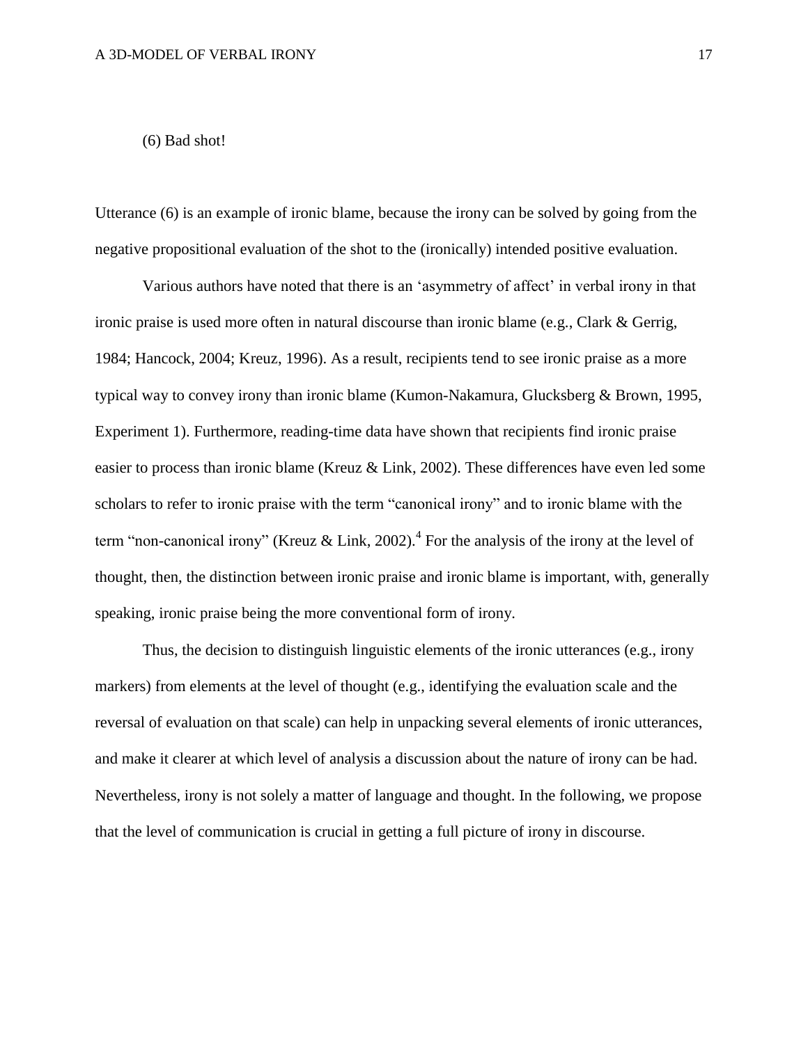(6) Bad shot!

Utterance (6) is an example of ironic blame, because the irony can be solved by going from the negative propositional evaluation of the shot to the (ironically) intended positive evaluation.

Various authors have noted that there is an 'asymmetry of affect' in verbal irony in that ironic praise is used more often in natural discourse than ironic blame (e.g., Clark & Gerrig, 1984; Hancock, 2004; Kreuz, 1996). As a result, recipients tend to see ironic praise as a more typical way to convey irony than ironic blame (Kumon-Nakamura, Glucksberg & Brown, 1995, Experiment 1). Furthermore, reading-time data have shown that recipients find ironic praise easier to process than ironic blame (Kreuz & Link, 2002). These differences have even led some scholars to refer to ironic praise with the term "canonical irony" and to ironic blame with the term "non-canonical irony" (Kreuz & Link, 2002).[4] For the analysis of the irony at the level of thought, then, the distinction between ironic praise and ironic blame is important, with, generally speaking, ironic praise being the more conventional form of irony.

Thus, the decision to distinguish linguistic elements of the ironic utterances (e.g., irony markers) from elements at the level of thought (e.g., identifying the evaluation scale and the reversal of evaluation on that scale) can help in unpacking several elements of ironic utterances, and make it clearer at which level of analysis a discussion about the nature of irony can be had. Nevertheless, irony is not solely a matter of language and thought. In the following, we propose that the level of communication is crucial in getting a full picture of irony in discourse.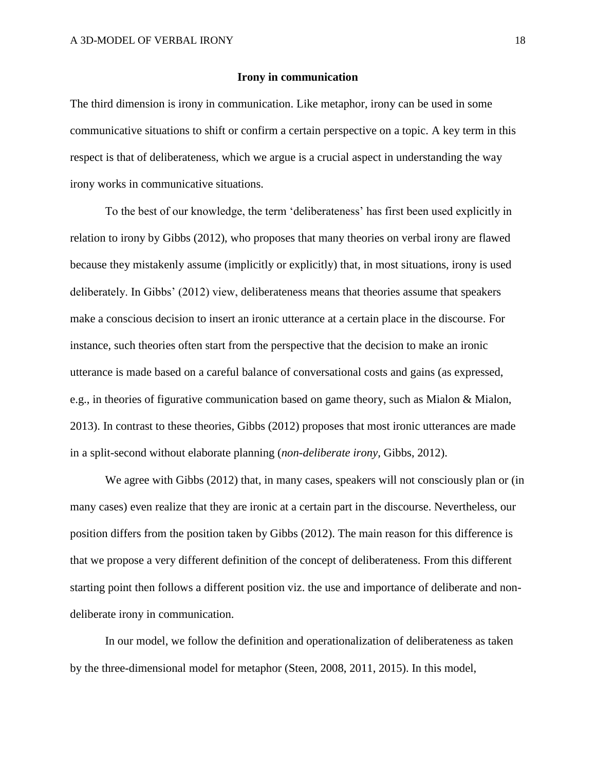## Irony in communication

The third dimension is irony in communication. Like metaphor, irony can be used in some communicative situations to shift or confirm a certain perspective on a topic. A key term in this respect is that of deliberateness, which we argue is a crucial aspect in understanding the way irony works in communicative situations.

To the best of our knowledge, the term 'deliberateness' has first been used explicitly in relation to irony by Gibbs (2012), who proposes that many theories on verbal irony are flawed because they mistakenly assume (implicitly or explicitly) that, in most situations, irony is used deliberately. In Gibbs' (2012) view, deliberateness means that theories assume that speakers make a conscious decision to insert an ironic utterance at a certain place in the discourse. For instance, such theories often start from the perspective that the decision to make an ironic utterance is made based on a careful balance of conversational costs and gains (as expressed, e.g., in theories of figurative communication based on game theory, such as Mialon & Mialon, 2013). In contrast to these theories, Gibbs (2012) proposes that most ironic utterances are made in a split-second without elaborate planning (*non-deliberate irony*, Gibbs, 2012).

We agree with Gibbs (2012) that, in many cases, speakers will not consciously plan or (in many cases) even realize that they are ironic at a certain part in the discourse. Nevertheless, our position differs from the position taken by Gibbs (2012). The main reason for this difference is that we propose a very different definition of the concept of deliberateness. From this different starting point then follows a different position viz. the use and importance of deliberate and non-deliberate irony in communication.

In our model, we follow the definition and operationalization of deliberateness as taken by the three-dimensional model for metaphor (Steen, 2008, 2011, 2015). In this model,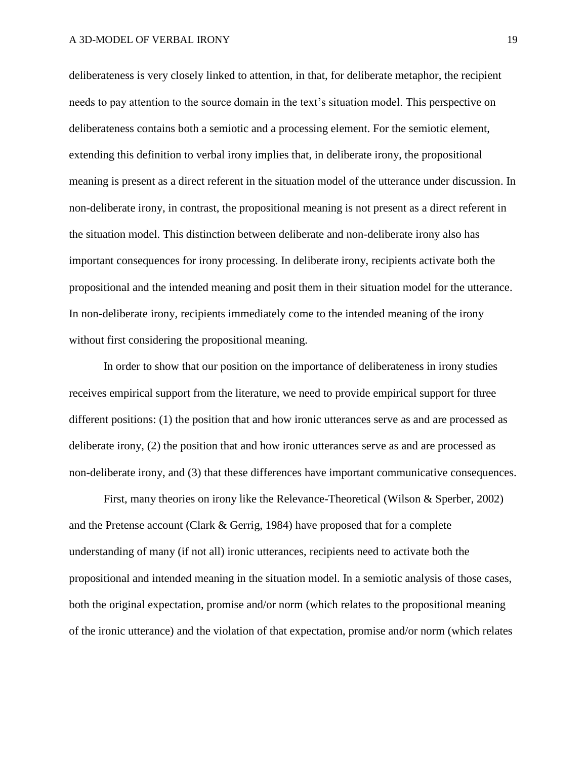deliberateness is very closely linked to attention, in that, for deliberate metaphor, the recipient needs to pay attention to the source domain in the text's situation model. This perspective on deliberateness contains both a semiotic and a processing element. For the semiotic element, extending this definition to verbal irony implies that, in deliberate irony, the propositional meaning is present as a direct referent in the situation model of the utterance under discussion. In non-deliberate irony, in contrast, the propositional meaning is not present as a direct referent in the situation model. This distinction between deliberate and non-deliberate irony also has important consequences for irony processing. In deliberate irony, recipients activate both the propositional and the intended meaning and posit them in their situation model for the utterance. In non-deliberate irony, recipients immediately come to the intended meaning of the irony without first considering the propositional meaning.

In order to show that our position on the importance of deliberateness in irony studies receives empirical support from the literature, we need to provide empirical support for three different positions: (1) the position that and how ironic utterances serve as and are processed as deliberate irony, (2) the position that and how ironic utterances serve as and are processed as non-deliberate irony, and (3) that these differences have important communicative consequences.

First, many theories on irony like the Relevance-Theoretical (Wilson & Sperber, 2002) and the Pretense account (Clark & Gerrig, 1984) have proposed that for a complete understanding of many (if not all) ironic utterances, recipients need to activate both the propositional and intended meaning in the situation model. In a semiotic analysis of those cases, both the original expectation, promise and/or norm (which relates to the propositional meaning of the ironic utterance) and the violation of that expectation, promise and/or norm (which relates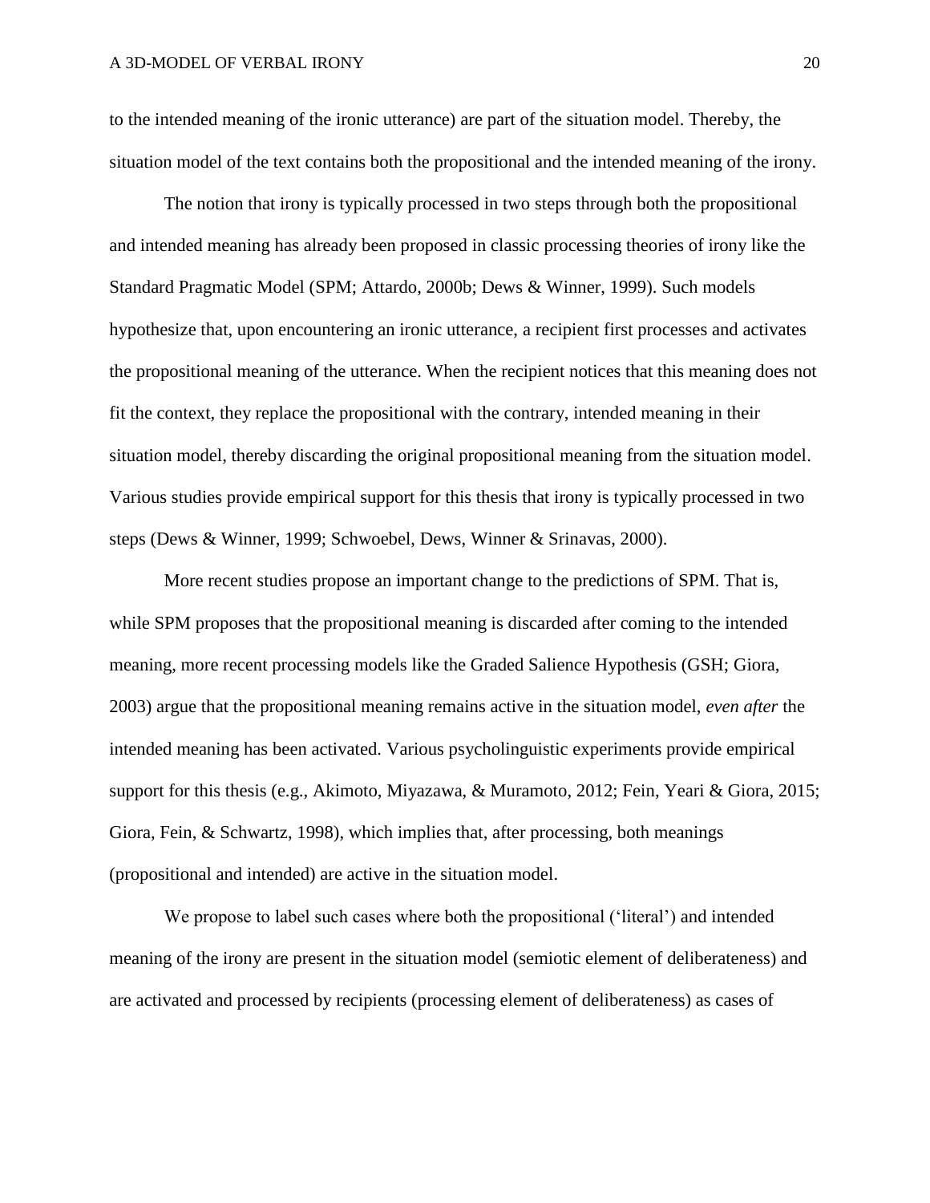to the intended meaning of the ironic utterance) are part of the situation model. Thereby, the situation model of the text contains both the propositional and the intended meaning of the irony.

The notion that irony is typically processed in two steps through both the propositional and intended meaning has already been proposed in classic processing theories of irony like the Standard Pragmatic Model (SPM; Attardo, 2000b; Dews & Winner, 1999). Such models hypothesize that, upon encountering an ironic utterance, a recipient first processes and activates the propositional meaning of the utterance. When the recipient notices that this meaning does not fit the context, they replace the propositional with the contrary, intended meaning in their situation model, thereby discarding the original propositional meaning from the situation model. Various studies provide empirical support for this thesis that irony is typically processed in two steps (Dews & Winner, 1999; Schwoebel, Dews, Winner & Srinavas, 2000).

More recent studies propose an important change to the predictions of SPM. That is, while SPM proposes that the propositional meaning is discarded after coming to the intended meaning, more recent processing models like the Graded Salience Hypothesis (GSH; Giora, 2003) argue that the propositional meaning remains active in the situation model, *even after* the intended meaning has been activated. Various psycholinguistic experiments provide empirical support for this thesis (e.g., Akimoto, Miyazawa, & Muramoto, 2012; Fein, Yeari & Giora, 2015; Giora, Fein, & Schwartz, 1998), which implies that, after processing, both meanings (propositional and intended) are active in the situation model.

We propose to label such cases where both the propositional ('literal') and intended meaning of the irony are present in the situation model (semiotic element of deliberateness) and are activated and processed by recipients (processing element of deliberateness) as cases of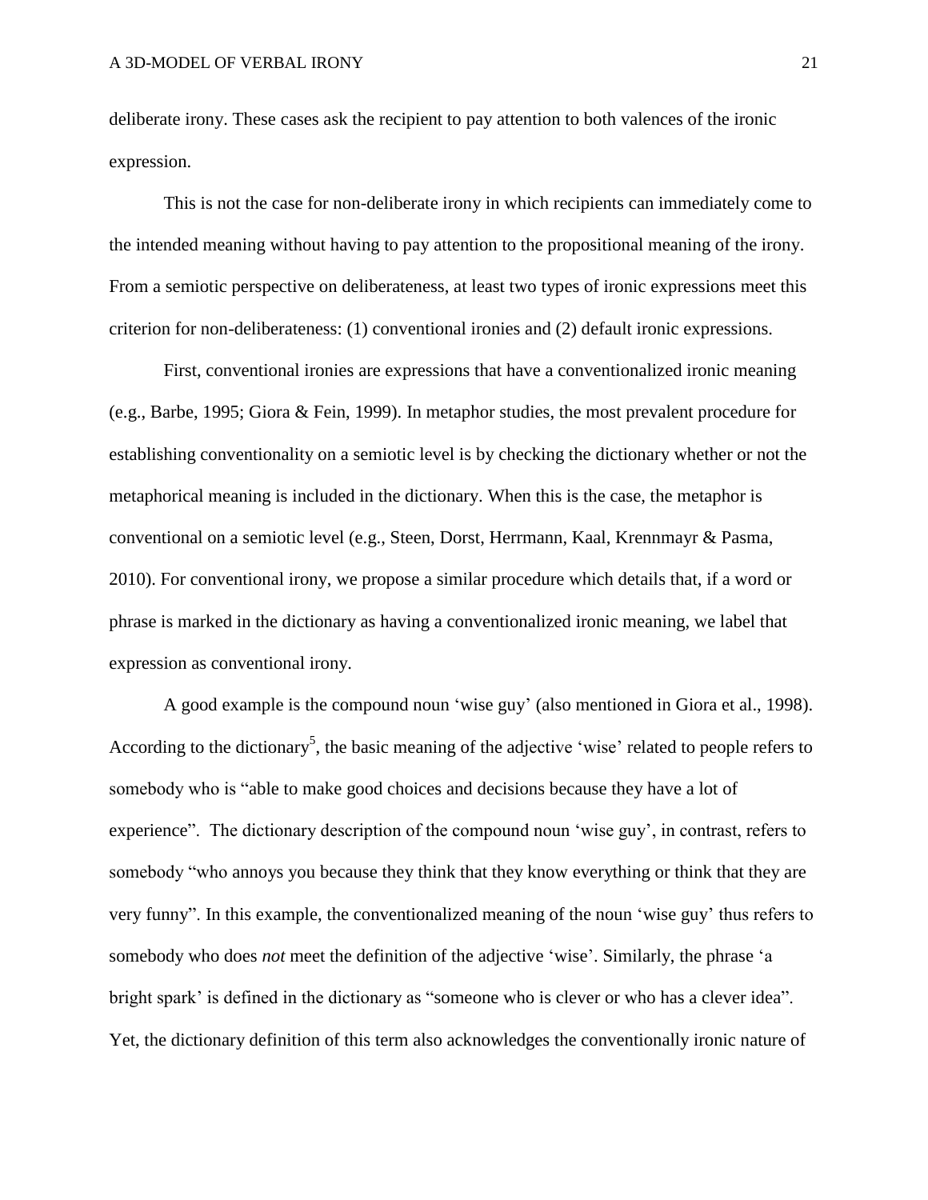deliberate irony. These cases ask the recipient to pay attention to both valences of the ironic expression.

This is not the case for non-deliberate irony in which recipients can immediately come to the intended meaning without having to pay attention to the propositional meaning of the irony. From a semiotic perspective on deliberateness, at least two types of ironic expressions meet this criterion for non-deliberateness: (1) conventional ironies and (2) default ironic expressions.

First, conventional ironies are expressions that have a conventionalized ironic meaning (e.g., Barbe, 1995; Giora & Fein, 1999). In metaphor studies, the most prevalent procedure for establishing conventionality on a semiotic level is by checking the dictionary whether or not the metaphorical meaning is included in the dictionary. When this is the case, the metaphor is conventional on a semiotic level (e.g., Steen, Dorst, Herrmann, Kaal, Krennmayr & Pasma, 2010). For conventional irony, we propose a similar procedure which details that, if a word or phrase is marked in the dictionary as having a conventionalized ironic meaning, we label that expression as conventional irony.

A good example is the compound noun 'wise guy' (also mentioned in Giora et al., 1998). According to the dictionary[5], the basic meaning of the adjective 'wise' related to people refers to somebody who is "able to make good choices and decisions because they have a lot of experience". The dictionary description of the compound noun 'wise guy', in contrast, refers to somebody "who annoys you because they think that they know everything or think that they are very funny". In this example, the conventionalized meaning of the noun 'wise guy' thus refers to somebody who does *not* meet the definition of the adjective 'wise'. Similarly, the phrase 'a bright spark' is defined in the dictionary as "someone who is clever or who has a clever idea". Yet, the dictionary definition of this term also acknowledges the conventionally ironic nature of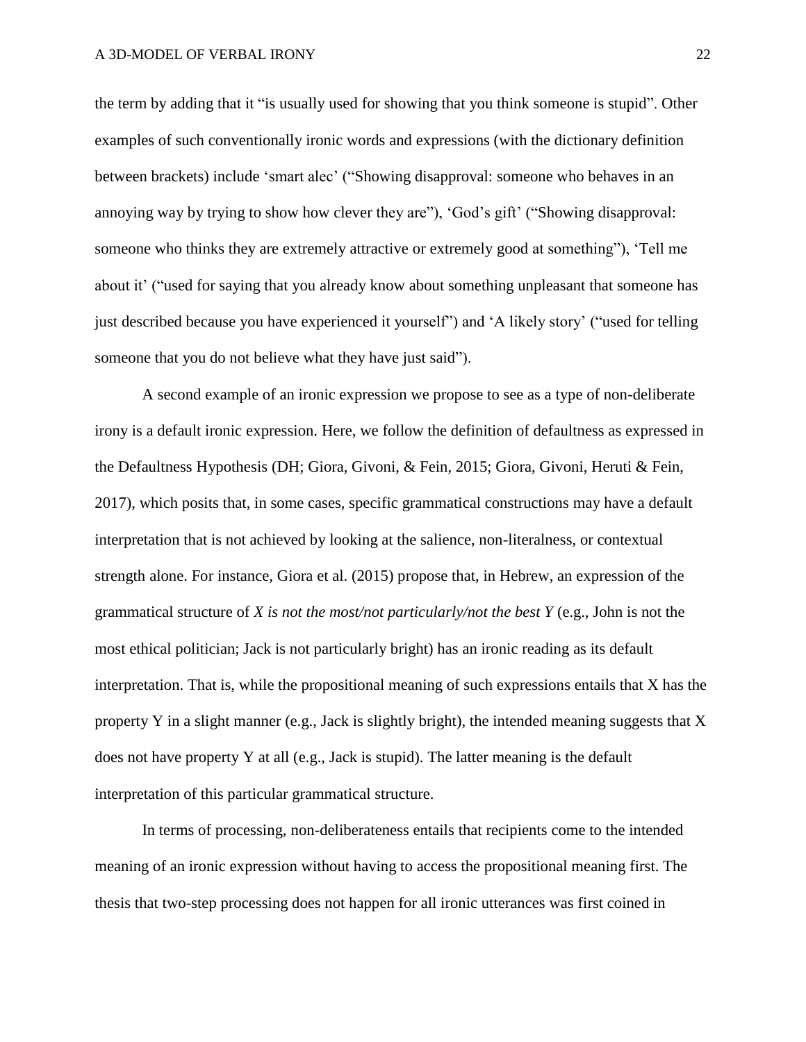the term by adding that it "is usually used for showing that you think someone is stupid". Other examples of such conventionally ironic words and expressions (with the dictionary definition between brackets) include 'smart alec' ("Showing disapproval: someone who behaves in an annoying way by trying to show how clever they are"), 'God's gift' ("Showing disapproval: someone who thinks they are extremely attractive or extremely good at something"), 'Tell me about it' ("used for saying that you already know about something unpleasant that someone has just described because you have experienced it yourself") and 'A likely story' ("used for telling someone that you do not believe what they have just said").

A second example of an ironic expression we propose to see as a type of non-deliberate irony is a default ironic expression. Here, we follow the definition of defaultness as expressed in the Defaultness Hypothesis (DH; Giora, Givoni, & Fein, 2015; Giora, Givoni, Heruti & Fein, 2017), which posits that, in some cases, specific grammatical constructions may have a default interpretation that is not achieved by looking at the salience, non-literalness, or contextual strength alone. For instance, Giora et al. (2015) propose that, in Hebrew, an expression of the grammatical structure of *X is not the most/not particularly/not the best Y* (e.g., John is not the most ethical politician; Jack is not particularly bright) has an ironic reading as its default interpretation. That is, while the propositional meaning of such expressions entails that X has the property Y in a slight manner (e.g., Jack is slightly bright), the intended meaning suggests that X does not have property Y at all (e.g., Jack is stupid). The latter meaning is the default interpretation of this particular grammatical structure.

In terms of processing, non-deliberateness entails that recipients come to the intended meaning of an ironic expression without having to access the propositional meaning first. The thesis that two-step processing does not happen for all ironic utterances was first coined in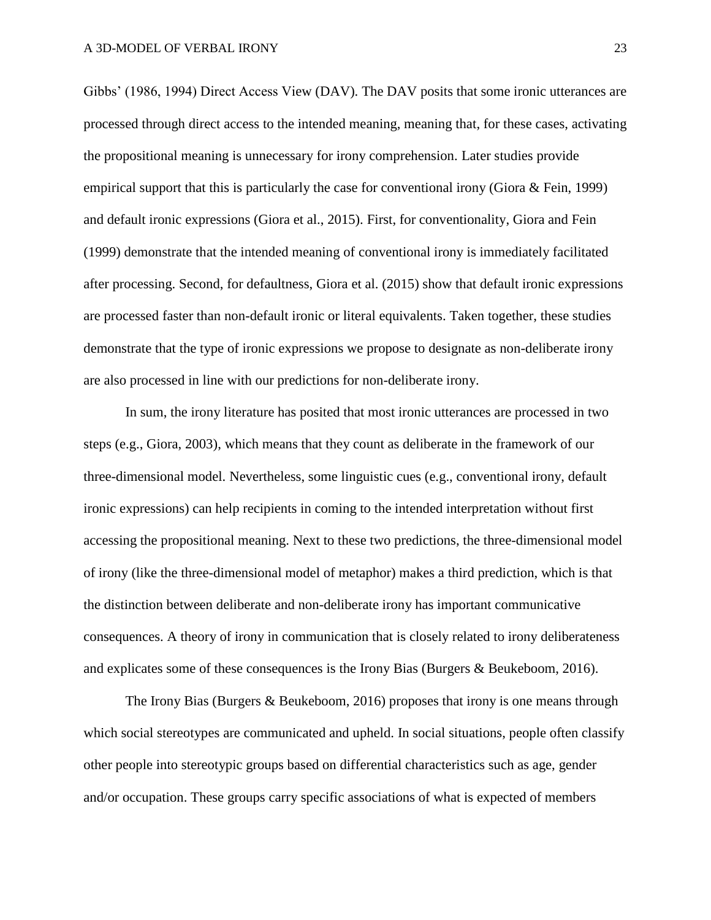Gibbs' (1986, 1994) Direct Access View (DAV). The DAV posits that some ironic utterances are processed through direct access to the intended meaning, meaning that, for these cases, activating the propositional meaning is unnecessary for irony comprehension. Later studies provide empirical support that this is particularly the case for conventional irony (Giora & Fein, 1999) and default ironic expressions (Giora et al., 2015). First, for conventionality, Giora and Fein (1999) demonstrate that the intended meaning of conventional irony is immediately facilitated after processing. Second, for defaultness, Giora et al. (2015) show that default ironic expressions are processed faster than non-default ironic or literal equivalents. Taken together, these studies demonstrate that the type of ironic expressions we propose to designate as non-deliberate irony are also processed in line with our predictions for non-deliberate irony.

In sum, the irony literature has posited that most ironic utterances are processed in two steps (e.g., Giora, 2003), which means that they count as deliberate in the framework of our three-dimensional model. Nevertheless, some linguistic cues (e.g., conventional irony, default ironic expressions) can help recipients in coming to the intended interpretation without first accessing the propositional meaning. Next to these two predictions, the three-dimensional model of irony (like the three-dimensional model of metaphor) makes a third prediction, which is that the distinction between deliberate and non-deliberate irony has important communicative consequences. A theory of irony in communication that is closely related to irony deliberateness and explicates some of these consequences is the Irony Bias (Burgers & Beukeboom, 2016).

The Irony Bias (Burgers & Beukeboom, 2016) proposes that irony is one means through which social stereotypes are communicated and upheld. In social situations, people often classify other people into stereotypic groups based on differential characteristics such as age, gender and/or occupation. These groups carry specific associations of what is expected of members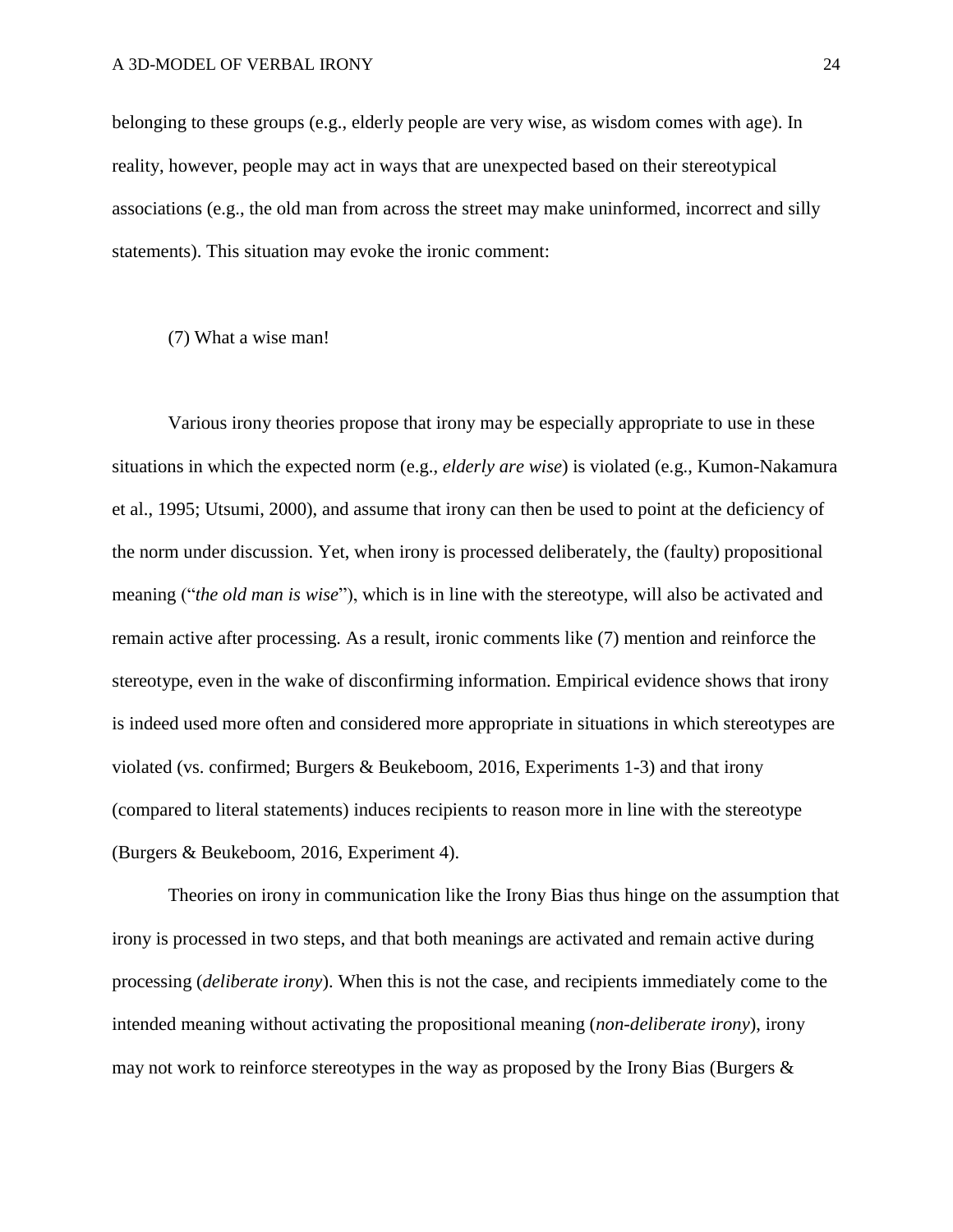belonging to these groups (e.g., elderly people are very wise, as wisdom comes with age). In reality, however, people may act in ways that are unexpected based on their stereotypical associations (e.g., the old man from across the street may make uninformed, incorrect and silly statements). This situation may evoke the ironic comment:

(7) What a wise man!

Various irony theories propose that irony may be especially appropriate to use in these situations in which the expected norm (e.g., *elderly are wise*) is violated (e.g., Kumon-Nakamura et al., 1995; Utsumi, 2000), and assume that irony can then be used to point at the deficiency of the norm under discussion. Yet, when irony is processed deliberately, the (faulty) propositional meaning ("*the old man is wise*"), which is in line with the stereotype, will also be activated and remain active after processing. As a result, ironic comments like (7) mention and reinforce the stereotype, even in the wake of disconfirming information. Empirical evidence shows that irony is indeed used more often and considered more appropriate in situations in which stereotypes are violated (vs. confirmed; Burgers & Beukeboom, 2016, Experiments 1-3) and that irony (compared to literal statements) induces recipients to reason more in line with the stereotype (Burgers & Beukeboom, 2016, Experiment 4).

Theories on irony in communication like the Irony Bias thus hinge on the assumption that irony is processed in two steps, and that both meanings are activated and remain active during processing (*deliberate irony*). When this is not the case, and recipients immediately come to the intended meaning without activating the propositional meaning (*non-deliberate irony*), irony may not work to reinforce stereotypes in the way as proposed by the Irony Bias (Burgers &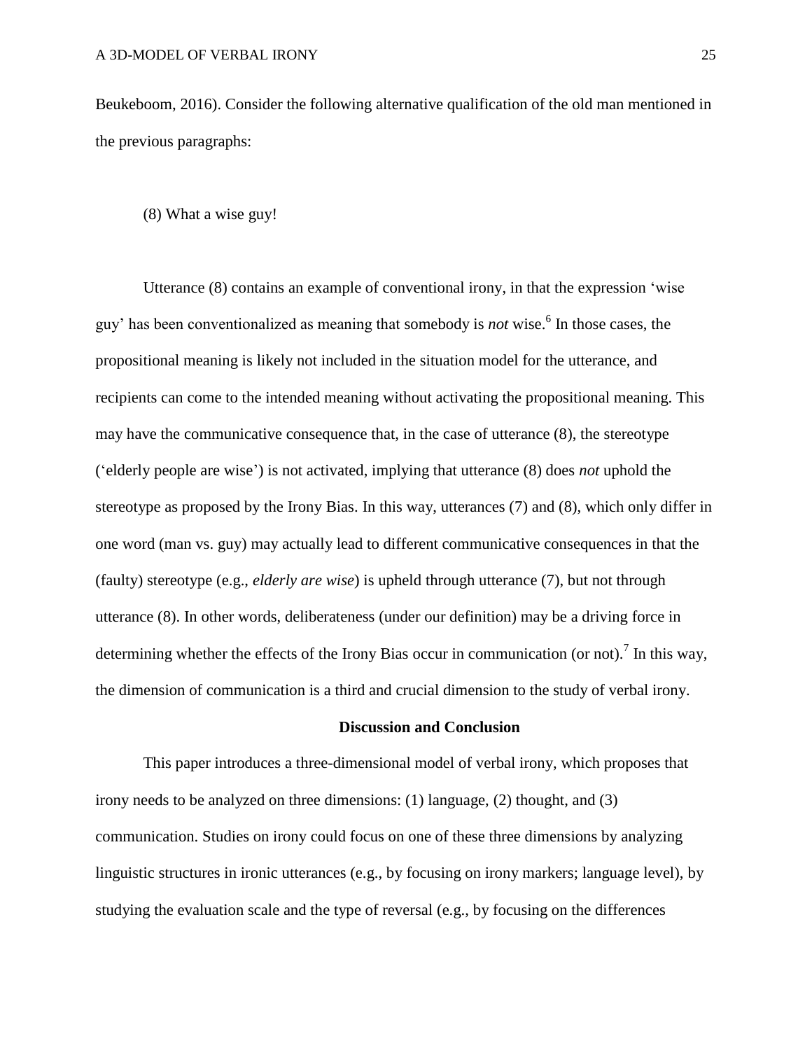Beukeboom, 2016). Consider the following alternative qualification of the old man mentioned in the previous paragraphs:

(8) What a wise guy!

Utterance (8) contains an example of conventional irony, in that the expression 'wise guy' has been conventionalized as meaning that somebody is *not* wise.[6] In those cases, the propositional meaning is likely not included in the situation model for the utterance, and recipients can come to the intended meaning without activating the propositional meaning. This may have the communicative consequence that, in the case of utterance (8), the stereotype ('elderly people are wise') is not activated, implying that utterance (8) does *not* uphold the stereotype as proposed by the Irony Bias. In this way, utterances (7) and (8), which only differ in one word (man vs. guy) may actually lead to different communicative consequences in that the (faulty) stereotype (e.g., *elderly are wise*) is upheld through utterance (7), but not through utterance (8). In other words, deliberateness (under our definition) may be a driving force in determining whether the effects of the Irony Bias occur in communication (or not).[7] In this way, the dimension of communication is a third and crucial dimension to the study of verbal irony.

## Discussion and Conclusion

This paper introduces a three-dimensional model of verbal irony, which proposes that irony needs to be analyzed on three dimensions: (1) language, (2) thought, and (3) communication. Studies on irony could focus on one of these three dimensions by analyzing linguistic structures in ironic utterances (e.g., by focusing on irony markers; language level), by studying the evaluation scale and the type of reversal (e.g., by focusing on the differences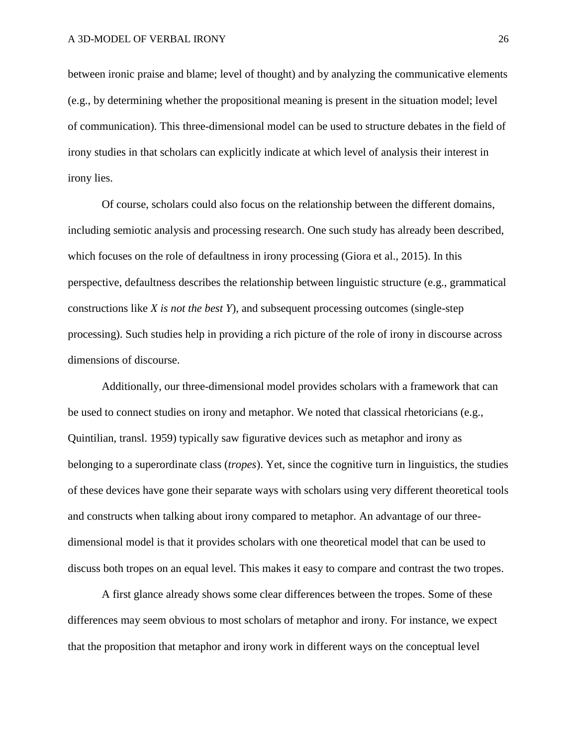between ironic praise and blame; level of thought) and by analyzing the communicative elements (e.g., by determining whether the propositional meaning is present in the situation model; level of communication). This three-dimensional model can be used to structure debates in the field of irony studies in that scholars can explicitly indicate at which level of analysis their interest in irony lies.

Of course, scholars could also focus on the relationship between the different domains, including semiotic analysis and processing research. One such study has already been described, which focuses on the role of defaultness in irony processing (Giora et al., 2015). In this perspective, defaultness describes the relationship between linguistic structure (e.g., grammatical constructions like *X is not the best Y*), and subsequent processing outcomes (single-step processing). Such studies help in providing a rich picture of the role of irony in discourse across dimensions of discourse.

Additionally, our three-dimensional model provides scholars with a framework that can be used to connect studies on irony and metaphor. We noted that classical rhetoricians (e.g., Quintilian, transl. 1959) typically saw figurative devices such as metaphor and irony as belonging to a superordinate class (*tropes*). Yet, since the cognitive turn in linguistics, the studies of these devices have gone their separate ways with scholars using very different theoretical tools and constructs when talking about irony compared to metaphor. An advantage of our three-dimensional model is that it provides scholars with one theoretical model that can be used to discuss both tropes on an equal level. This makes it easy to compare and contrast the two tropes.

A first glance already shows some clear differences between the tropes. Some of these differences may seem obvious to most scholars of metaphor and irony. For instance, we expect that the proposition that metaphor and irony work in different ways on the conceptual level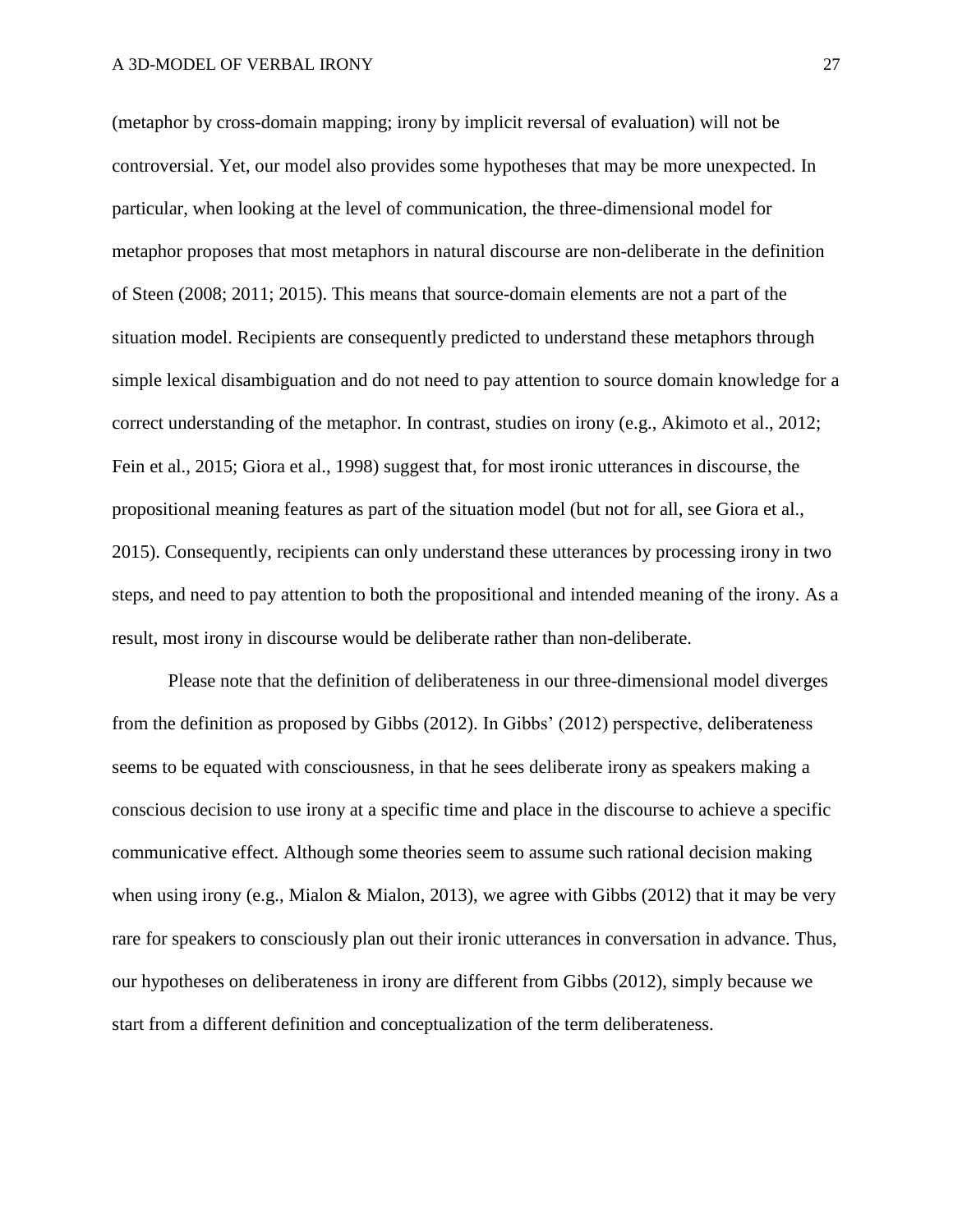(metaphor by cross-domain mapping; irony by implicit reversal of evaluation) will not be controversial. Yet, our model also provides some hypotheses that may be more unexpected. In particular, when looking at the level of communication, the three-dimensional model for metaphor proposes that most metaphors in natural discourse are non-deliberate in the definition of Steen (2008; 2011; 2015). This means that source-domain elements are not a part of the situation model. Recipients are consequently predicted to understand these metaphors through simple lexical disambiguation and do not need to pay attention to source domain knowledge for a correct understanding of the metaphor. In contrast, studies on irony (e.g., Akimoto et al., 2012; Fein et al., 2015; Giora et al., 1998) suggest that, for most ironic utterances in discourse, the propositional meaning features as part of the situation model (but not for all, see Giora et al., 2015). Consequently, recipients can only understand these utterances by processing irony in two steps, and need to pay attention to both the propositional and intended meaning of the irony. As a result, most irony in discourse would be deliberate rather than non-deliberate.

Please note that the definition of deliberateness in our three-dimensional model diverges from the definition as proposed by Gibbs (2012). In Gibbs' (2012) perspective, deliberateness seems to be equated with consciousness, in that he sees deliberate irony as speakers making a conscious decision to use irony at a specific time and place in the discourse to achieve a specific communicative effect. Although some theories seem to assume such rational decision making when using irony (e.g., Mialon & Mialon, 2013), we agree with Gibbs (2012) that it may be very rare for speakers to consciously plan out their ironic utterances in conversation in advance. Thus, our hypotheses on deliberateness in irony are different from Gibbs (2012), simply because we start from a different definition and conceptualization of the term deliberateness.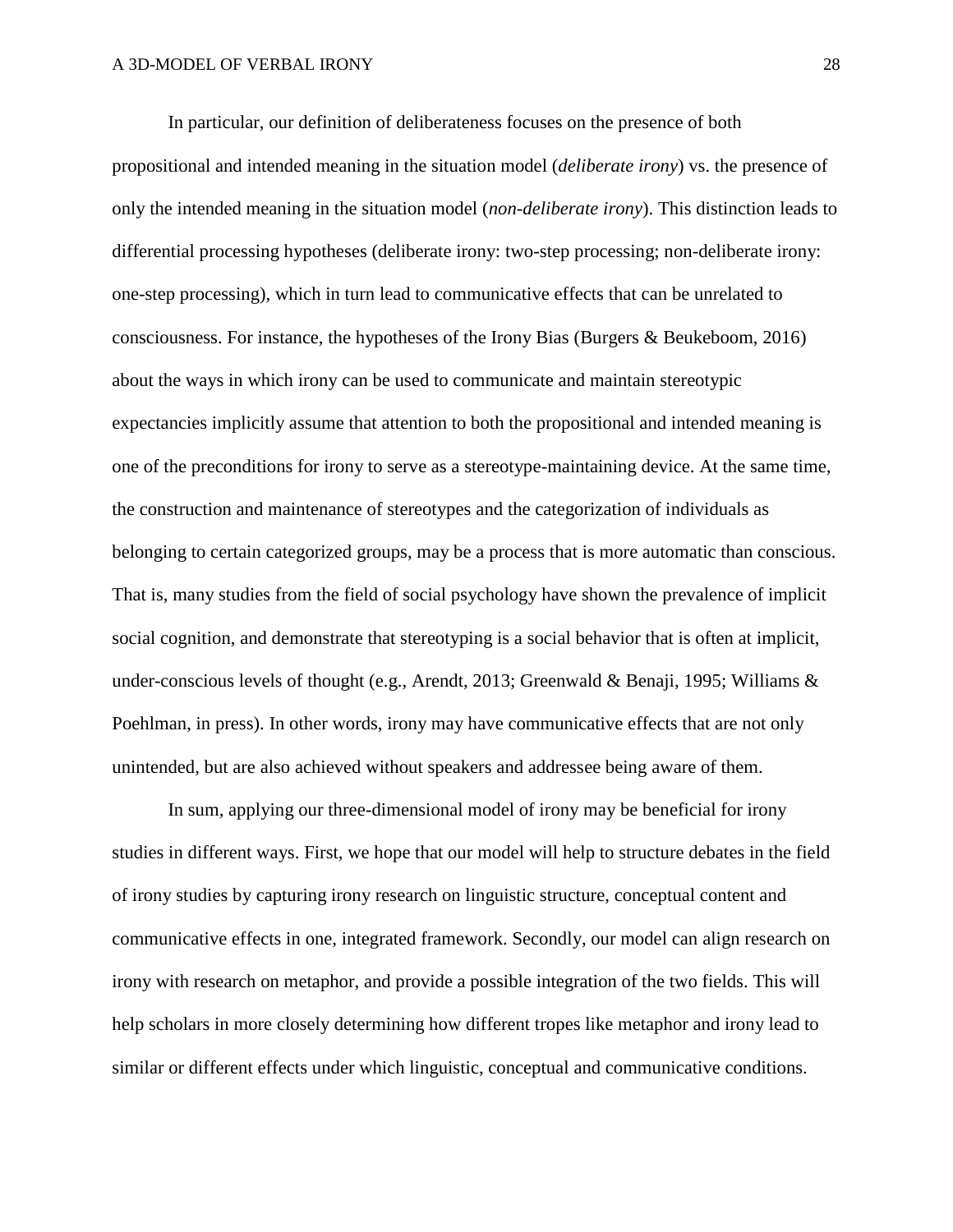In particular, our definition of deliberateness focuses on the presence of both propositional and intended meaning in the situation model (*deliberate irony*) vs. the presence of only the intended meaning in the situation model (*non-deliberate irony*). This distinction leads to differential processing hypotheses (deliberate irony: two-step processing; non-deliberate irony: one-step processing), which in turn lead to communicative effects that can be unrelated to consciousness. For instance, the hypotheses of the Irony Bias (Burgers & Beukeboom, 2016) about the ways in which irony can be used to communicate and maintain stereotypic expectancies implicitly assume that attention to both the propositional and intended meaning is one of the preconditions for irony to serve as a stereotype-maintaining device. At the same time, the construction and maintenance of stereotypes and the categorization of individuals as belonging to certain categorized groups, may be a process that is more automatic than conscious. That is, many studies from the field of social psychology have shown the prevalence of implicit social cognition, and demonstrate that stereotyping is a social behavior that is often at implicit, under-conscious levels of thought (e.g., Arendt, 2013; Greenwald & Benaji, 1995; Williams & Poehlman, in press). In other words, irony may have communicative effects that are not only unintended, but are also achieved without speakers and addressee being aware of them.

In sum, applying our three-dimensional model of irony may be beneficial for irony studies in different ways. First, we hope that our model will help to structure debates in the field of irony studies by capturing irony research on linguistic structure, conceptual content and communicative effects in one, integrated framework. Secondly, our model can align research on irony with research on metaphor, and provide a possible integration of the two fields. This will help scholars in more closely determining how different tropes like metaphor and irony lead to similar or different effects under which linguistic, conceptual and communicative conditions.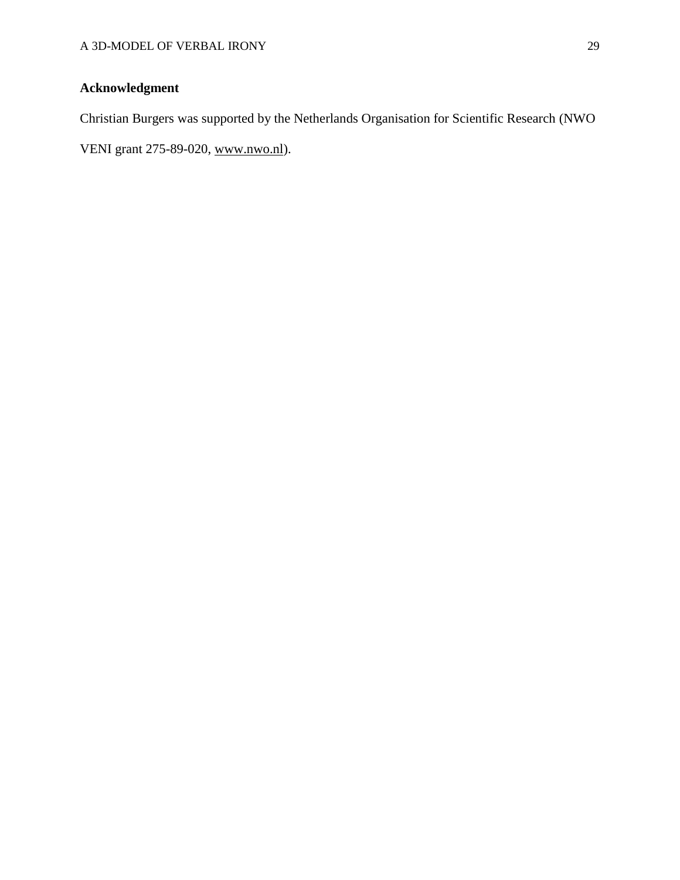## Acknowledgment

Christian Burgers was supported by the Netherlands Organisation for Scientific Research (NWO VENI grant 275-89-020, www.nwo.nl).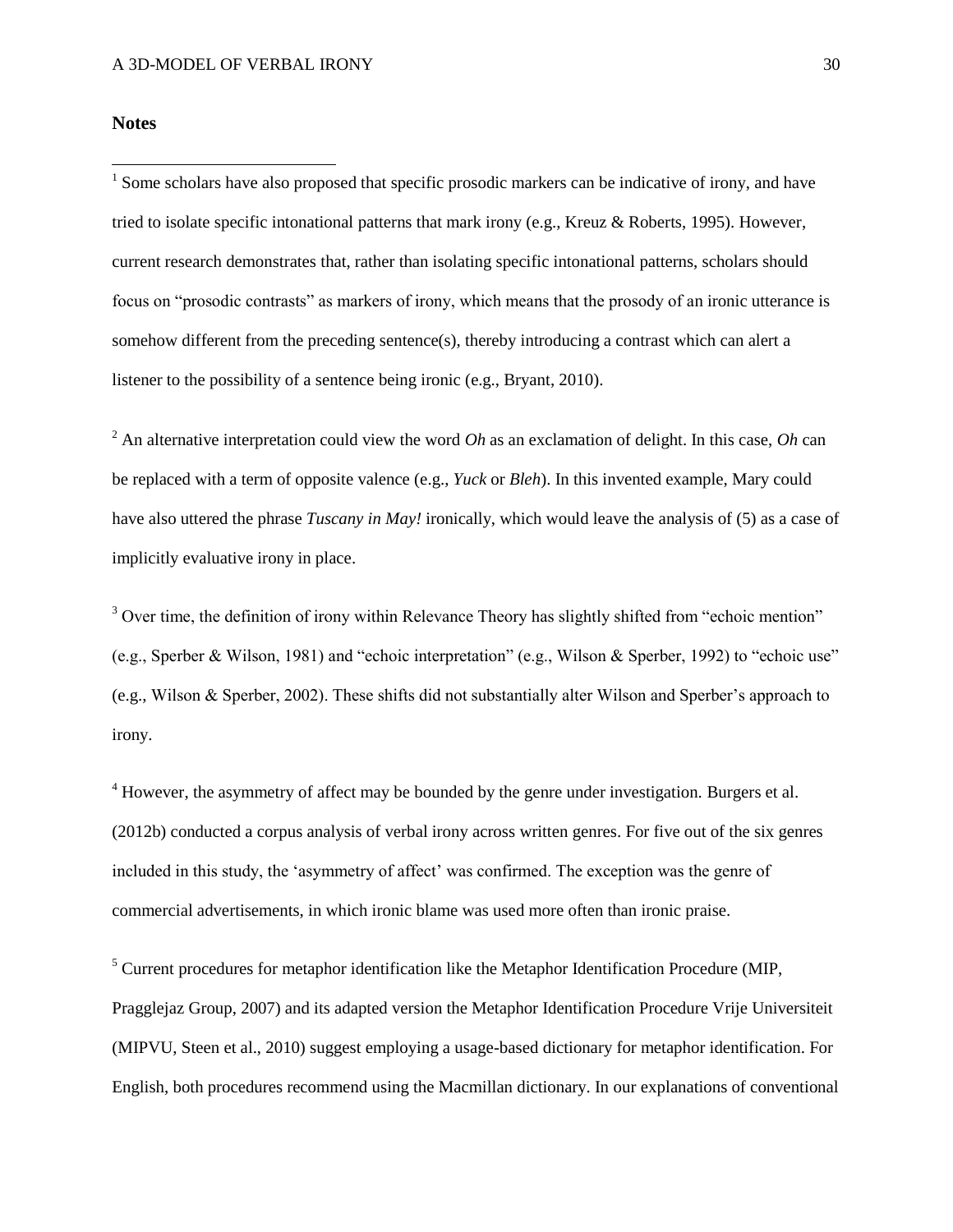**Notes**

[1] Some scholars have also proposed that specific prosodic markers can be indicative of irony, and have tried to isolate specific intonational patterns that mark irony (e.g., Kreuz & Roberts, 1995). However, current research demonstrates that, rather than isolating specific intonational patterns, scholars should focus on "prosodic contrasts" as markers of irony, which means that the prosody of an ironic utterance is somehow different from the preceding sentence(s), thereby introducing a contrast which can alert a listener to the possibility of a sentence being ironic (e.g., Bryant, 2010).

[2] An alternative interpretation could view the word *Oh* as an exclamation of delight. In this case, *Oh* can be replaced with a term of opposite valence (e.g., *Yuck* or *Bleh*). In this invented example, Mary could have also uttered the phrase *Tuscany in May!* ironically, which would leave the analysis of (5) as a case of implicitly evaluative irony in place.

[3] Over time, the definition of irony within Relevance Theory has slightly shifted from "echoic mention" (e.g., Sperber & Wilson, 1981) and "echoic interpretation" (e.g., Wilson & Sperber, 1992) to "echoic use" (e.g., Wilson & Sperber, 2002). These shifts did not substantially alter Wilson and Sperber's approach to irony.

[4] However, the asymmetry of affect may be bounded by the genre under investigation. Burgers et al. (2012b) conducted a corpus analysis of verbal irony across written genres. For five out of the six genres included in this study, the 'asymmetry of affect' was confirmed. The exception was the genre of commercial advertisements, in which ironic blame was used more often than ironic praise.

[5] Current procedures for metaphor identification like the Metaphor Identification Procedure (MIP, Pragglejaz Group, 2007) and its adapted version the Metaphor Identification Procedure Vrije Universiteit (MIPVU, Steen et al., 2010) suggest employing a usage-based dictionary for metaphor identification. For English, both procedures recommend using the Macmillan dictionary. In our explanations of conventional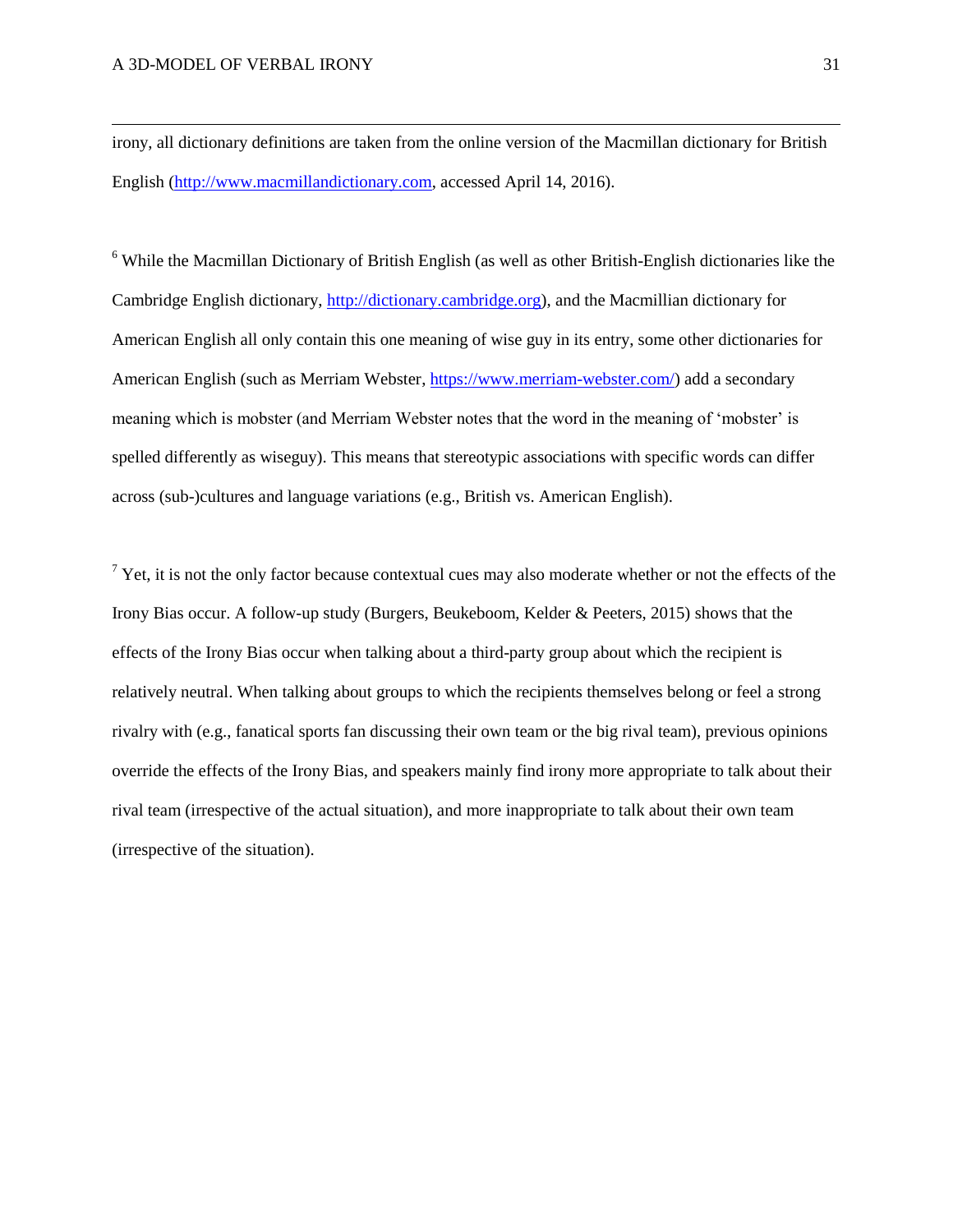irony, all dictionary definitions are taken from the online version of the Macmillan dictionary for British English (http://www.macmillandictionary.com, accessed April 14, 2016).

[6] While the Macmillan Dictionary of British English (as well as other British-English dictionaries like the Cambridge English dictionary, http://dictionary.cambridge.org), and the Macmillian dictionary for American English all only contain this one meaning of wise guy in its entry, some other dictionaries for American English (such as Merriam Webster, https://www.merriam-webster.com/) add a secondary meaning which is mobster (and Merriam Webster notes that the word in the meaning of 'mobster' is spelled differently as wiseguy). This means that stereotypic associations with specific words can differ across (sub-)cultures and language variations (e.g., British vs. American English).

[7] Yet, it is not the only factor because contextual cues may also moderate whether or not the effects of the Irony Bias occur. A follow-up study (Burgers, Beukeboom, Kelder & Peeters, 2015) shows that the effects of the Irony Bias occur when talking about a third-party group about which the recipient is relatively neutral. When talking about groups to which the recipients themselves belong or feel a strong rivalry with (e.g., fanatical sports fan discussing their own team or the big rival team), previous opinions override the effects of the Irony Bias, and speakers mainly find irony more appropriate to talk about their rival team (irrespective of the actual situation), and more inappropriate to talk about their own team (irrespective of the situation).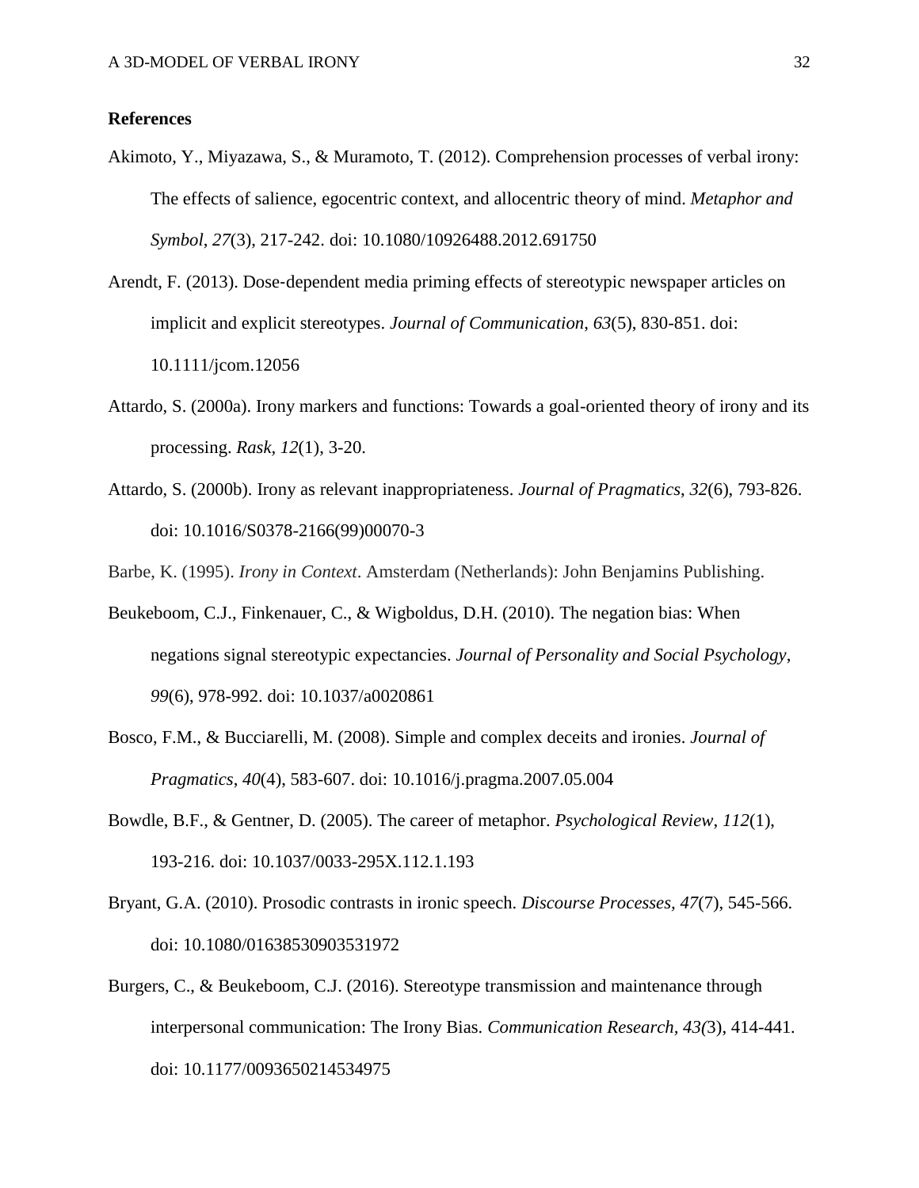**References**

Akimoto, Y., Miyazawa, S., & Muramoto, T. (2012). Comprehension processes of verbal irony: The effects of salience, egocentric context, and allocentric theory of mind. *Metaphor and Symbol*, *27*(3), 217-242. doi: 10.1080/10926488.2012.691750

Arendt, F. (2013). Dose-dependent media priming effects of stereotypic newspaper articles on implicit and explicit stereotypes. *Journal of Communication*, *63*(5), 830-851. doi: 10.1111/jcom.12056

Attardo, S. (2000a). Irony markers and functions: Towards a goal-oriented theory of irony and its processing. *Rask*, *12*(1), 3-20.

Attardo, S. (2000b). Irony as relevant inappropriateness. *Journal of Pragmatics*, *32*(6), 793-826. doi: 10.1016/S0378-2166(99)00070-3

Barbe, K. (1995). *Irony in Context*. Amsterdam (Netherlands): John Benjamins Publishing.

Beukeboom, C.J., Finkenauer, C., & Wigboldus, D.H. (2010). The negation bias: When negations signal stereotypic expectancies. *Journal of Personality and Social Psychology*, *99*(6), 978-992. doi: 10.1037/a0020861

Bosco, F.M., & Bucciarelli, M. (2008). Simple and complex deceits and ironies. *Journal of Pragmatics*, *40*(4), 583-607. doi: 10.1016/j.pragma.2007.05.004

Bowdle, B.F., & Gentner, D. (2005). The career of metaphor. *Psychological Review*, *112*(1), 193-216. doi: 10.1037/0033-295X.112.1.193

Bryant, G.A. (2010). Prosodic contrasts in ironic speech. *Discourse Processes*, *47*(7), 545-566. doi: 10.1080/01638530903531972

Burgers, C., & Beukeboom, C.J. (2016). Stereotype transmission and maintenance through interpersonal communication: The Irony Bias. *Communication Research*, *43(*3), 414-441. doi: 10.1177/0093650214534975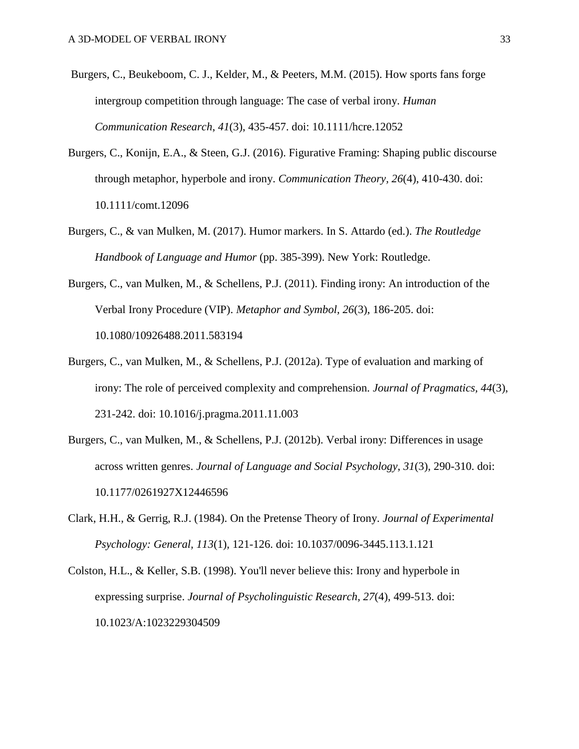Burgers, C., Beukeboom, C. J., Kelder, M., & Peeters, M.M. (2015). How sports fans forge intergroup competition through language: The case of verbal irony. *Human Communication Research*, *41*(3), 435-457. doi: 10.1111/hcre.12052

Burgers, C., Konijn, E.A., & Steen, G.J. (2016). Figurative Framing: Shaping public discourse through metaphor, hyperbole and irony. *Communication Theory, 26*(4), 410-430. doi: 10.1111/comt.12096

Burgers, C., & van Mulken, M. (2017). Humor markers. In S. Attardo (ed.). *The Routledge Handbook of Language and Humor* (pp. 385-399). New York: Routledge.

Burgers, C., van Mulken, M., & Schellens, P.J. (2011). Finding irony: An introduction of the Verbal Irony Procedure (VIP). *Metaphor and Symbol, 26*(3), 186-205. doi: 10.1080/10926488.2011.583194

Burgers, C., van Mulken, M., & Schellens, P.J. (2012a). Type of evaluation and marking of irony: The role of perceived complexity and comprehension. *Journal of Pragmatics, 44*(3), 231-242. doi: 10.1016/j.pragma.2011.11.003

Burgers, C., van Mulken, M., & Schellens, P.J. (2012b). Verbal irony: Differences in usage across written genres. *Journal of Language and Social Psychology, 31*(3), 290-310. doi: 10.1177/0261927X12446596

Clark, H.H., & Gerrig, R.J. (1984). On the Pretense Theory of Irony. *Journal of Experimental Psychology: General, 113*(1), 121-126. doi: 10.1037/0096-3445.113.1.121

Colston, H.L., & Keller, S.B. (1998). You'll never believe this: Irony and hyperbole in expressing surprise. *Journal of Psycholinguistic Research, 27*(4), 499-513. doi: 10.1023/A:1023229304509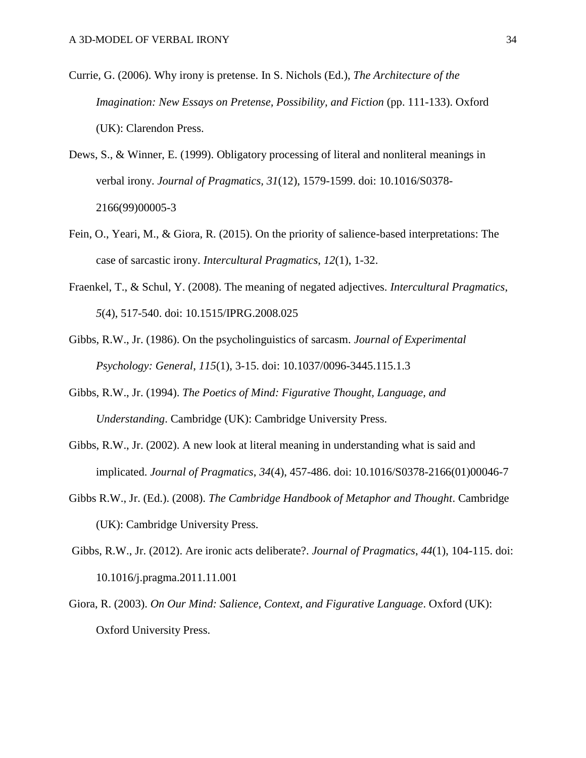Currie, G. (2006). Why irony is pretense. In S. Nichols (Ed.), *The Architecture of the Imagination: New Essays on Pretense, Possibility, and Fiction* (pp. 111-133). Oxford (UK): Clarendon Press.

Dews, S., & Winner, E. (1999). Obligatory processing of literal and nonliteral meanings in verbal irony. *Journal of Pragmatics, 31*(12), 1579-1599. doi: 10.1016/S0378-2166(99)00005-3

Fein, O., Yeari, M., & Giora, R. (2015). On the priority of salience-based interpretations: The case of sarcastic irony. *Intercultural Pragmatics*, *12*(1), 1-32.

Fraenkel, T., & Schul, Y. (2008). The meaning of negated adjectives. *Intercultural Pragmatics*, *5*(4), 517-540. doi: 10.1515/IPRG.2008.025

Gibbs, R.W., Jr. (1986). On the psycholinguistics of sarcasm. *Journal of Experimental Psychology: General*, *115*(1), 3-15. doi: 10.1037/0096-3445.115.1.3

Gibbs, R.W., Jr. (1994). *The Poetics of Mind: Figurative Thought, Language, and Understanding*. Cambridge (UK): Cambridge University Press.

Gibbs, R.W., Jr. (2002). A new look at literal meaning in understanding what is said and implicated. *Journal of Pragmatics, 34*(4), 457-486. doi: 10.1016/S0378-2166(01)00046-7

Gibbs R.W., Jr. (Ed.). (2008). *The Cambridge Handbook of Metaphor and Thought*. Cambridge (UK): Cambridge University Press.

Gibbs, R.W., Jr. (2012). Are ironic acts deliberate?. *Journal of Pragmatics*, *44*(1), 104-115. doi: 10.1016/j.pragma.2011.11.001

Giora, R. (2003). *On Our Mind: Salience, Context, and Figurative Language*. Oxford (UK): Oxford University Press.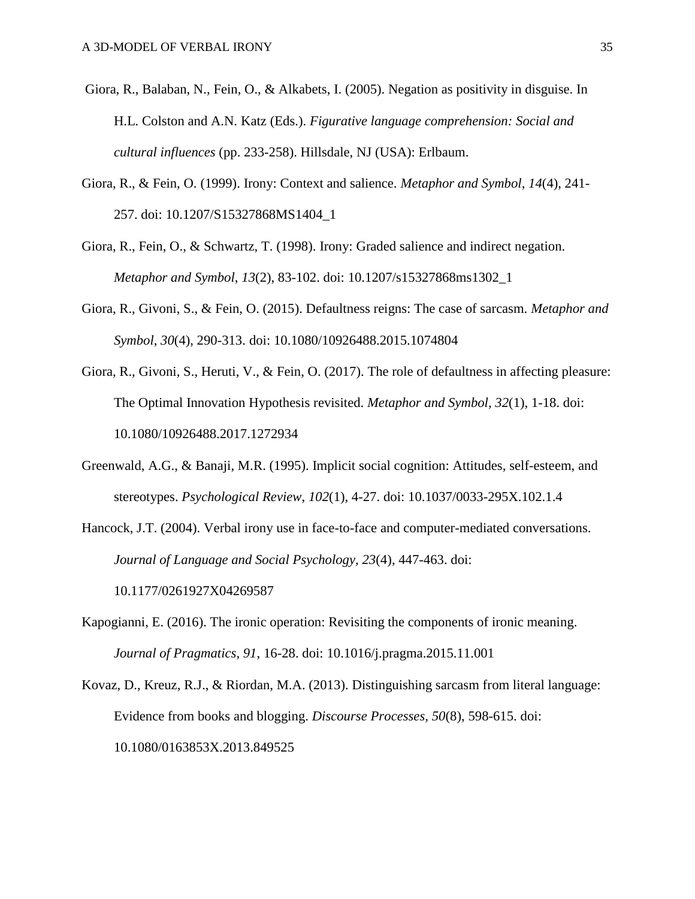Giora, R., Balaban, N., Fein, O., & Alkabets, I. (2005). Negation as positivity in disguise. In H.L. Colston and A.N. Katz (Eds.). *Figurative language comprehension: Social and cultural influences* (pp. 233-258). Hillsdale, NJ (USA): Erlbaum.

Giora, R., & Fein, O. (1999). Irony: Context and salience. *Metaphor and Symbol*, *14*(4), 241-257. doi: 10.1207/S15327868MS1404_1

Giora, R., Fein, O., & Schwartz, T. (1998). Irony: Graded salience and indirect negation. *Metaphor and Symbol*, *13*(2), 83-102. doi: 10.1207/s15327868ms1302_1

Giora, R., Givoni, S., & Fein, O. (2015). Defaultness reigns: The case of sarcasm. *Metaphor and Symbol*, *30*(4), 290-313. doi: 10.1080/10926488.2015.1074804

Giora, R., Givoni, S., Heruti, V., & Fein, O. (2017). The role of defaultness in affecting pleasure: The Optimal Innovation Hypothesis revisited. *Metaphor and Symbol, 32*(1), 1-18. doi: 10.1080/10926488.2017.1272934

Greenwald, A.G., & Banaji, M.R. (1995). Implicit social cognition: Attitudes, self-esteem, and stereotypes. *Psychological Review*, *102*(1), 4-27. doi: 10.1037/0033-295X.102.1.4

Hancock, J.T. (2004). Verbal irony use in face-to-face and computer-mediated conversations. *Journal of Language and Social Psychology, 23*(4), 447-463. doi: 10.1177/0261927X04269587

Kapogianni, E. (2016). The ironic operation: Revisiting the components of ironic meaning. *Journal of Pragmatics, 91*, 16-28. doi: 10.1016/j.pragma.2015.11.001

Kovaz, D., Kreuz, R.J., & Riordan, M.A. (2013). Distinguishing sarcasm from literal language: Evidence from books and blogging. *Discourse Processes, 50*(8), 598-615. doi: 10.1080/0163853X.2013.849525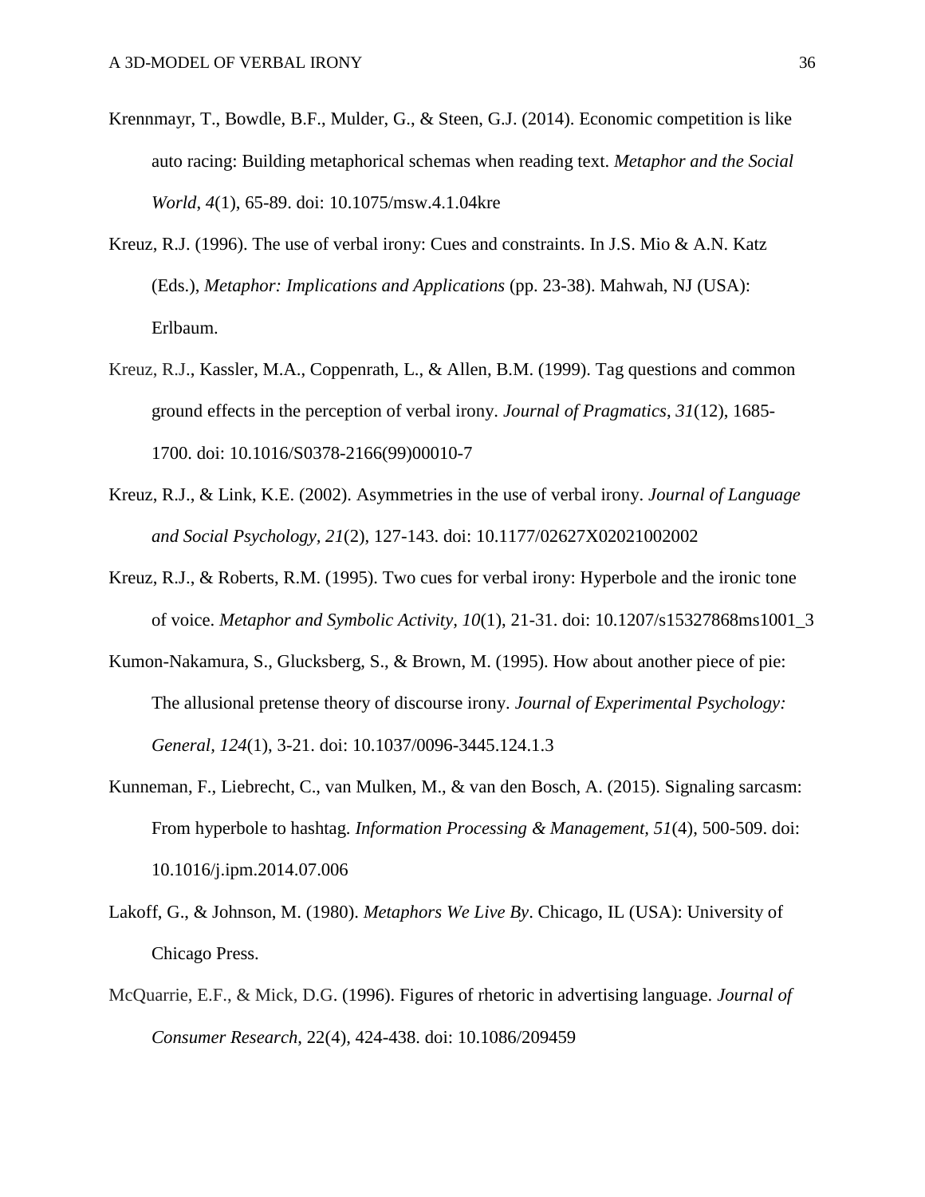Krennmayr, T., Bowdle, B.F., Mulder, G., & Steen, G.J. (2014). Economic competition is like auto racing: Building metaphorical schemas when reading text. *Metaphor and the Social World*, *4*(1), 65-89. doi: 10.1075/msw.4.1.04kre

Kreuz, R.J. (1996). The use of verbal irony: Cues and constraints. In J.S. Mio & A.N. Katz (Eds.), *Metaphor: Implications and Applications* (pp. 23-38). Mahwah, NJ (USA): Erlbaum.

Kreuz, R.J., Kassler, M.A., Coppenrath, L., & Allen, B.M. (1999). Tag questions and common ground effects in the perception of verbal irony. *Journal of Pragmatics*, *31*(12), 1685-1700. doi: 10.1016/S0378-2166(99)00010-7

Kreuz, R.J., & Link, K.E. (2002). Asymmetries in the use of verbal irony. *Journal of Language and Social Psychology*, *21*(2), 127-143. doi: 10.1177/02627X02021002002

Kreuz, R.J., & Roberts, R.M. (1995). Two cues for verbal irony: Hyperbole and the ironic tone of voice. *Metaphor and Symbolic Activity, 10*(1), 21-31. doi: 10.1207/s15327868ms1001_3

Kumon-Nakamura, S., Glucksberg, S., & Brown, M. (1995). How about another piece of pie: The allusional pretense theory of discourse irony. *Journal of Experimental Psychology: General, 124*(1), 3-21. doi: 10.1037/0096-3445.124.1.3

Kunneman, F., Liebrecht, C., van Mulken, M., & van den Bosch, A. (2015). Signaling sarcasm: From hyperbole to hashtag. *Information Processing & Management, 51*(4), 500-509. doi: 10.1016/j.ipm.2014.07.006

Lakoff, G., & Johnson, M. (1980). *Metaphors We Live By*. Chicago, IL (USA): University of Chicago Press.

McQuarrie, E.F., & Mick, D.G. (1996). Figures of rhetoric in advertising language. *Journal of Consumer Research*, 22(4), 424-438. doi: 10.1086/209459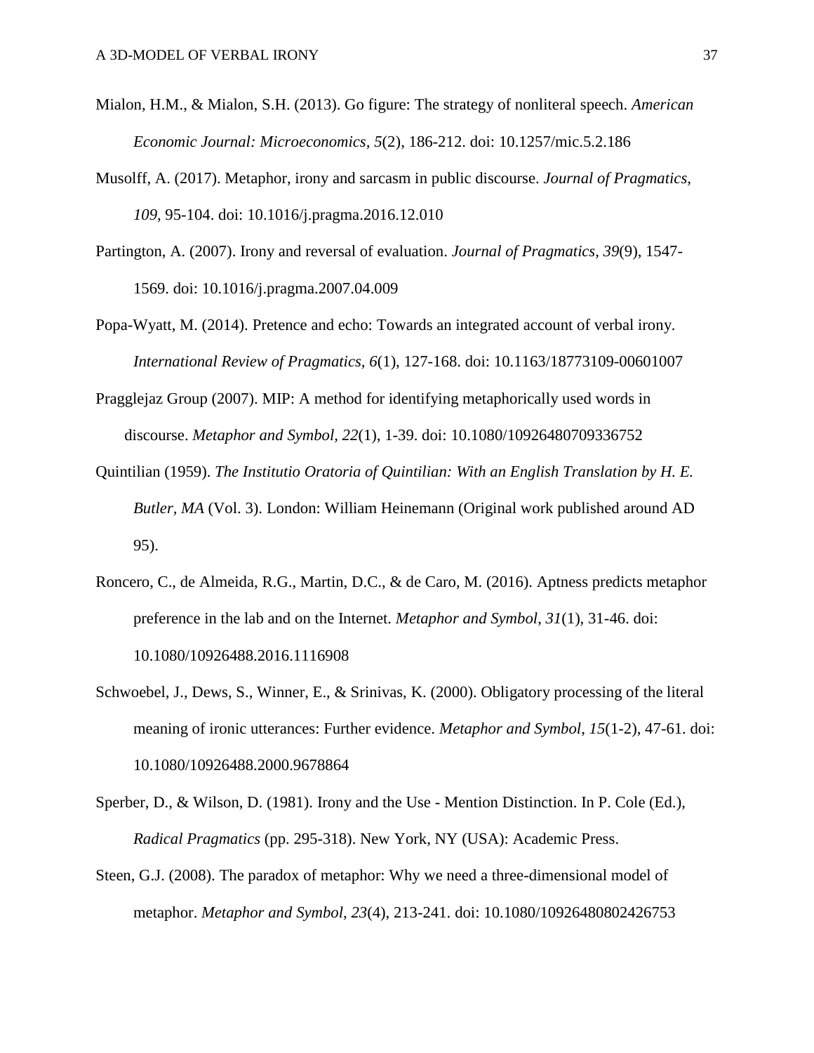Mialon, H.M., & Mialon, S.H. (2013). Go figure: The strategy of nonliteral speech. *American Economic Journal: Microeconomics, 5*(2), 186-212. doi: 10.1257/mic.5.2.186

Musolff, A. (2017). Metaphor, irony and sarcasm in public discourse. *Journal of Pragmatics, 109*, 95-104. doi: 10.1016/j.pragma.2016.12.010

Partington, A. (2007). Irony and reversal of evaluation. *Journal of Pragmatics, 39*(9), 1547-1569. doi: 10.1016/j.pragma.2007.04.009

Popa-Wyatt, M. (2014). Pretence and echo: Towards an integrated account of verbal irony. *International Review of Pragmatics, 6*(1), 127-168. doi: 10.1163/18773109-00601007

Pragglejaz Group (2007). MIP: A method for identifying metaphorically used words in discourse. *Metaphor and Symbol, 22*(1), 1-39. doi: 10.1080/10926480709336752

Quintilian (1959). *The Institutio Oratoria of Quintilian: With an English Translation by H. E. Butler, MA* (Vol. 3). London: William Heinemann (Original work published around AD 95).

Roncero, C., de Almeida, R.G., Martin, D.C., & de Caro, M. (2016). Aptness predicts metaphor preference in the lab and on the Internet. *Metaphor and Symbol*, *31*(1), 31-46. doi: 10.1080/10926488.2016.1116908

Schwoebel, J., Dews, S., Winner, E., & Srinivas, K. (2000). Obligatory processing of the literal meaning of ironic utterances: Further evidence. *Metaphor and Symbol*, *15*(1-2), 47-61. doi: 10.1080/10926488.2000.9678864

Sperber, D., & Wilson, D. (1981). Irony and the Use - Mention Distinction. In P. Cole (Ed.), *Radical Pragmatics* (pp. 295-318). New York, NY (USA): Academic Press.

Steen, G.J. (2008). The paradox of metaphor: Why we need a three-dimensional model of metaphor. *Metaphor and Symbol*, *23*(4), 213-241. doi: 10.1080/10926480802426753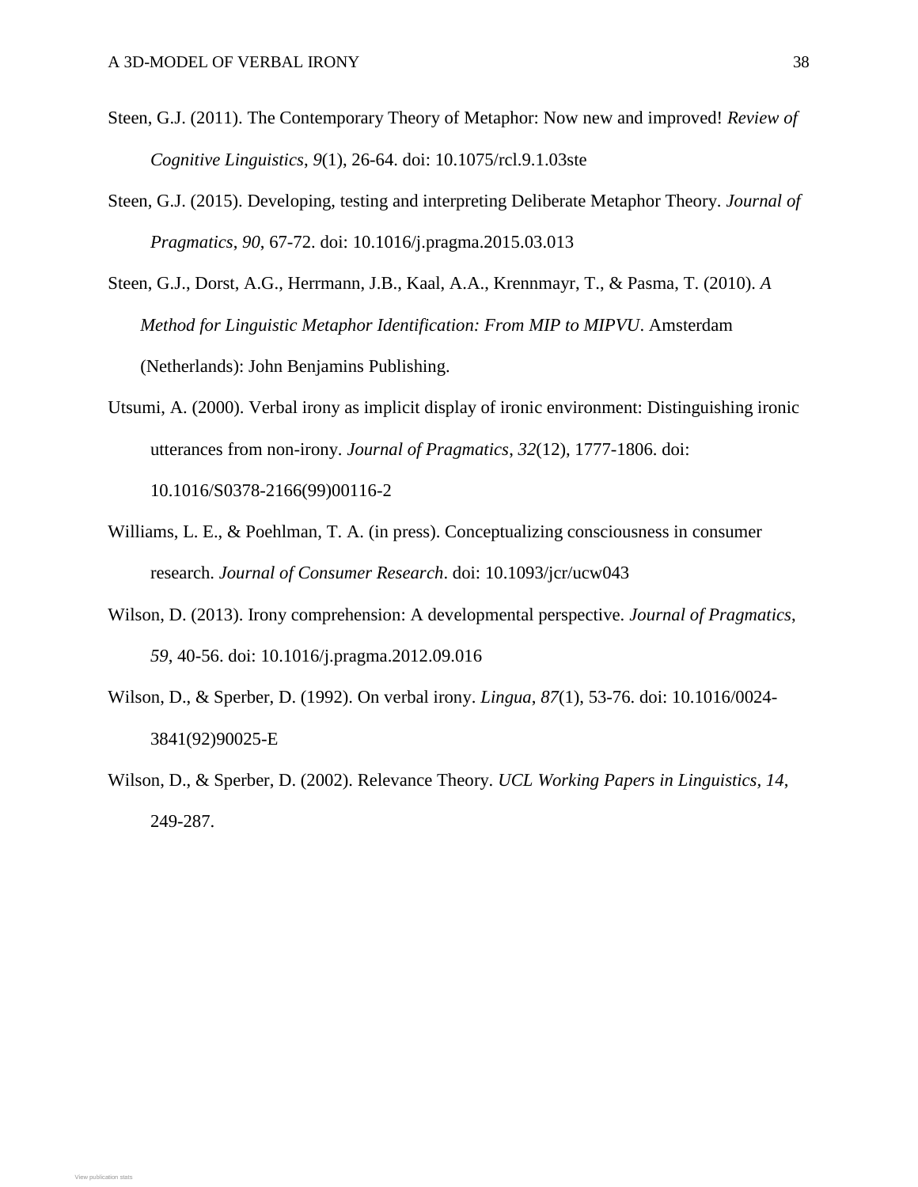Steen, G.J. (2011). The Contemporary Theory of Metaphor: Now new and improved! *Review of Cognitive Linguistics*, *9*(1), 26-64. doi: 10.1075/rcl.9.1.03ste

Steen, G.J. (2015). Developing, testing and interpreting Deliberate Metaphor Theory. *Journal of Pragmatics*, *90*, 67-72. doi: 10.1016/j.pragma.2015.03.013

Steen, G.J., Dorst, A.G., Herrmann, J.B., Kaal, A.A., Krennmayr, T., & Pasma, T. (2010). *A Method for Linguistic Metaphor Identification: From MIP to MIPVU*. Amsterdam (Netherlands): John Benjamins Publishing.

Utsumi, A. (2000). Verbal irony as implicit display of ironic environment: Distinguishing ironic utterances from non-irony. *Journal of Pragmatics*, *32*(12), 1777-1806. doi: 10.1016/S0378-2166(99)00116-2

Williams, L. E., & Poehlman, T. A. (in press). Conceptualizing consciousness in consumer research. *Journal of Consumer Research*. doi: 10.1093/jcr/ucw043

Wilson, D. (2013). Irony comprehension: A developmental perspective. *Journal of Pragmatics*, *59*, 40-56. doi: 10.1016/j.pragma.2012.09.016

Wilson, D., & Sperber, D. (1992). On verbal irony. *Lingua*, *87*(1), 53-76. doi: 10.1016/0024-3841(92)90025-E

Wilson, D., & Sperber, D. (2002). Relevance Theory. *UCL Working Papers in Linguistics*, *14*, 249-287.